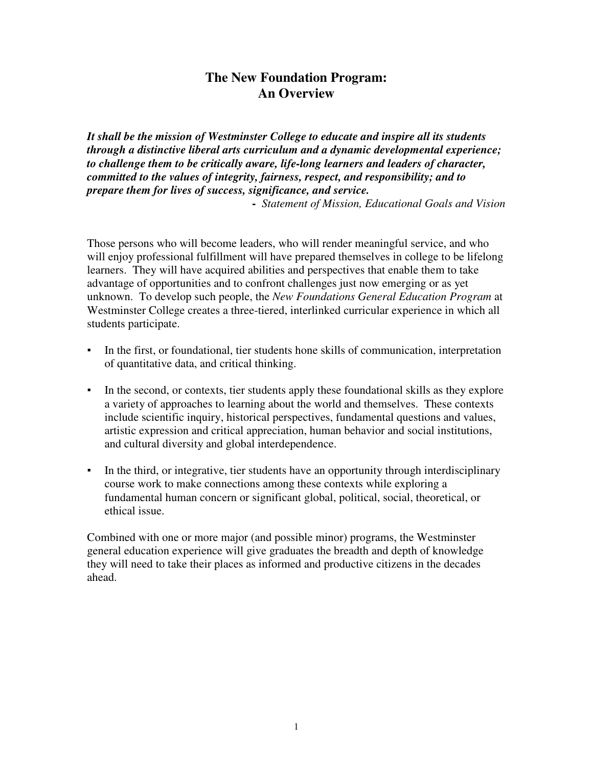# The New Foundation Program: An Overview

***It shall be the mission of Westminster College to educate and inspire all its students through a distinctive liberal arts curriculum and a dynamic developmental experience; to challenge them to be critically aware, life-long learners and leaders of character, committed to the values of integrity, fairness, respect, and responsibility; and to prepare them for lives of success, significance, and service.***

- *Statement of Mission, Educational Goals and Vision*

Those persons who will become leaders, who will render meaningful service, and who will enjoy professional fulfillment will have prepared themselves in college to be lifelong learners. They will have acquired abilities and perspectives that enable them to take advantage of opportunities and to confront challenges just now emerging or as yet unknown. To develop such people, the *New Foundations General Education Program* at Westminster College creates a three-tiered, interlinked curricular experience in which all students participate.

- In the first, or foundational, tier students hone skills of communication, interpretation of quantitative data, and critical thinking.
- In the second, or contexts, tier students apply these foundational skills as they explore a variety of approaches to learning about the world and themselves. These contexts include scientific inquiry, historical perspectives, fundamental questions and values, artistic expression and critical appreciation, human behavior and social institutions, and cultural diversity and global interdependence.
- In the third, or integrative, tier students have an opportunity through interdisciplinary course work to make connections among these contexts while exploring a fundamental human concern or significant global, political, social, theoretical, or ethical issue.

Combined with one or more major (and possible minor) programs, the Westminster general education experience will give graduates the breadth and depth of knowledge they will need to take their places as informed and productive citizens in the decades ahead.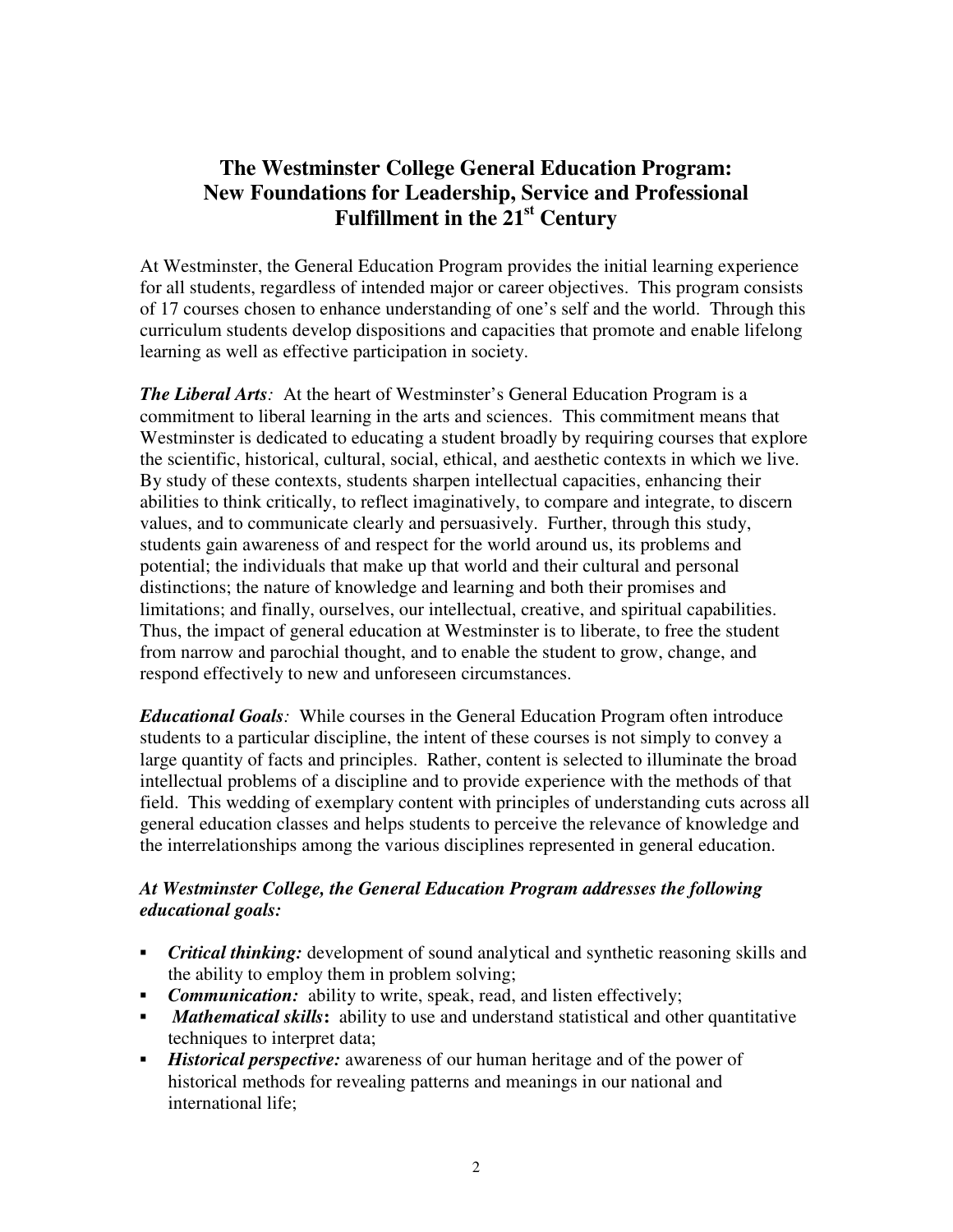# The Westminster College General Education Program: New Foundations for Leadership, Service and Professional Fulfillment in the 21st Century

At Westminster, the General Education Program provides the initial learning experience for all students, regardless of intended major or career objectives. This program consists of 17 courses chosen to enhance understanding of one's self and the world. Through this curriculum students develop dispositions and capacities that promote and enable lifelong learning as well as effective participation in society.

***The Liberal Arts**:* At the heart of Westminster's General Education Program is a commitment to liberal learning in the arts and sciences. This commitment means that Westminster is dedicated to educating a student broadly by requiring courses that explore the scientific, historical, cultural, social, ethical, and aesthetic contexts in which we live. By study of these contexts, students sharpen intellectual capacities, enhancing their abilities to think critically, to reflect imaginatively, to compare and integrate, to discern values, and to communicate clearly and persuasively. Further, through this study, students gain awareness of and respect for the world around us, its problems and potential; the individuals that make up that world and their cultural and personal distinctions; the nature of knowledge and learning and both their promises and limitations; and finally, ourselves, our intellectual, creative, and spiritual capabilities. Thus, the impact of general education at Westminster is to liberate, to free the student from narrow and parochial thought, and to enable the student to grow, change, and respond effectively to new and unforeseen circumstances.

***Educational Goals**:* While courses in the General Education Program often introduce students to a particular discipline, the intent of these courses is not simply to convey a large quantity of facts and principles. Rather, content is selected to illuminate the broad intellectual problems of a discipline and to provide experience with the methods of that field. This wedding of exemplary content with principles of understanding cuts across all general education classes and helps students to perceive the relevance of knowledge and the interrelationships among the various disciplines represented in general education.

***At Westminster College, the General Education Program addresses the following educational goals:***

- ***Critical thinking:*** development of sound analytical and synthetic reasoning skills and the ability to employ them in problem solving;
- ***Communication:*** ability to write, speak, read, and listen effectively;
- ***Mathematical skills*:** ability to use and understand statistical and other quantitative techniques to interpret data;
- ***Historical perspective:*** awareness of our human heritage and of the power of historical methods for revealing patterns and meanings in our national and international life;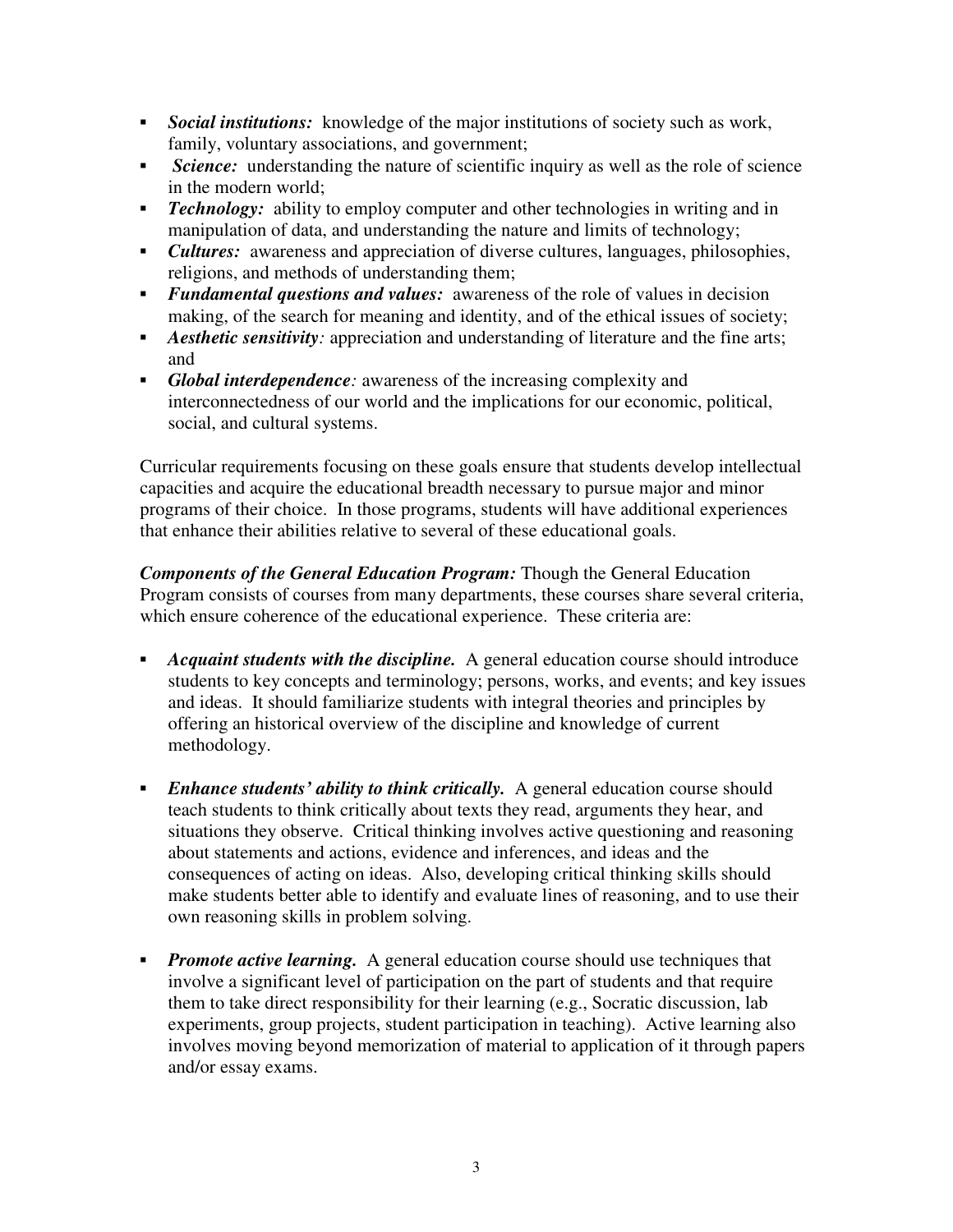- ***Social institutions:*** knowledge of the major institutions of society such as work, family, voluntary associations, and government;
- ***Science:*** understanding the nature of scientific inquiry as well as the role of science in the modern world;
- ***Technology:*** ability to employ computer and other technologies in writing and in manipulation of data, and understanding the nature and limits of technology;
- ***Cultures:*** awareness and appreciation of diverse cultures, languages, philosophies, religions, and methods of understanding them;
- ***Fundamental questions and values:*** awareness of the role of values in decision making, of the search for meaning and identity, and of the ethical issues of society;
- ***Aesthetic sensitivity:*** appreciation and understanding of literature and the fine arts; and
- ***Global interdependence:*** awareness of the increasing complexity and interconnectedness of our world and the implications for our economic, political, social, and cultural systems.

Curricular requirements focusing on these goals ensure that students develop intellectual capacities and acquire the educational breadth necessary to pursue major and minor programs of their choice. In those programs, students will have additional experiences that enhance their abilities relative to several of these educational goals.

***Components of the General Education Program:*** Though the General Education Program consists of courses from many departments, these courses share several criteria, which ensure coherence of the educational experience. These criteria are:

- ***Acquaint students with the discipline.*** A general education course should introduce students to key concepts and terminology; persons, works, and events; and key issues and ideas. It should familiarize students with integral theories and principles by offering an historical overview of the discipline and knowledge of current methodology.

- ***Enhance students' ability to think critically.*** A general education course should teach students to think critically about texts they read, arguments they hear, and situations they observe. Critical thinking involves active questioning and reasoning about statements and actions, evidence and inferences, and ideas and the consequences of acting on ideas. Also, developing critical thinking skills should make students better able to identify and evaluate lines of reasoning, and to use their own reasoning skills in problem solving.

- ***Promote active learning.*** A general education course should use techniques that involve a significant level of participation on the part of students and that require them to take direct responsibility for their learning (e.g., Socratic discussion, lab experiments, group projects, student participation in teaching). Active learning also involves moving beyond memorization of material to application of it through papers and/or essay exams.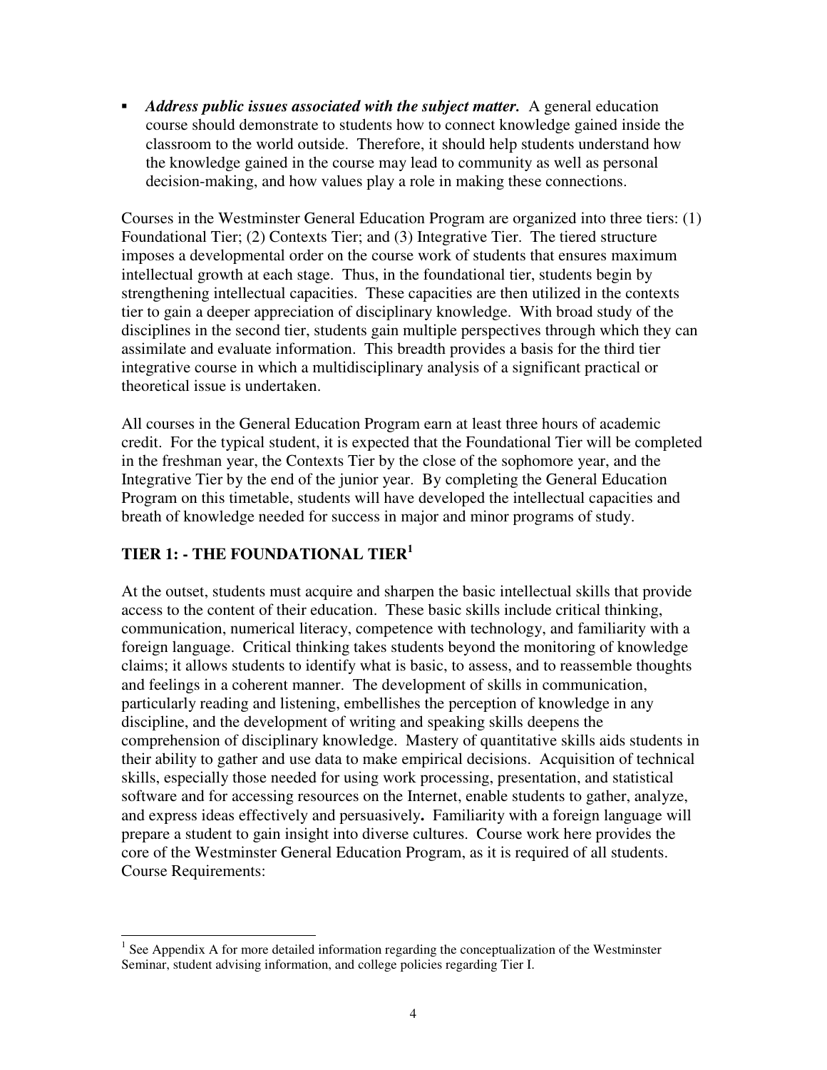- ***Address public issues associated with the subject matter.*** A general education course should demonstrate to students how to connect knowledge gained inside the classroom to the world outside. Therefore, it should help students understand how the knowledge gained in the course may lead to community as well as personal decision-making, and how values play a role in making these connections.

Courses in the Westminster General Education Program are organized into three tiers: (1) Foundational Tier; (2) Contexts Tier; and (3) Integrative Tier. The tiered structure imposes a developmental order on the course work of students that ensures maximum intellectual growth at each stage. Thus, in the foundational tier, students begin by strengthening intellectual capacities. These capacities are then utilized in the contexts tier to gain a deeper appreciation of disciplinary knowledge. With broad study of the disciplines in the second tier, students gain multiple perspectives through which they can assimilate and evaluate information. This breadth provides a basis for the third tier integrative course in which a multidisciplinary analysis of a significant practical or theoretical issue is undertaken.

All courses in the General Education Program earn at least three hours of academic credit. For the typical student, it is expected that the Foundational Tier will be completed in the freshman year, the Contexts Tier by the close of the sophomore year, and the Integrative Tier by the end of the junior year. By completing the General Education Program on this timetable, students will have developed the intellectual capacities and breath of knowledge needed for success in major and minor programs of study.

## TIER 1: - THE FOUNDATIONAL TIER[1]

At the outset, students must acquire and sharpen the basic intellectual skills that provide access to the content of their education. These basic skills include critical thinking, communication, numerical literacy, competence with technology, and familiarity with a foreign language. Critical thinking takes students beyond the monitoring of knowledge claims; it allows students to identify what is basic, to assess, and to reassemble thoughts and feelings in a coherent manner. The development of skills in communication, particularly reading and listening, embellishes the perception of knowledge in any discipline, and the development of writing and speaking skills deepens the comprehension of disciplinary knowledge. Mastery of quantitative skills aids students in their ability to gather and use data to make empirical decisions. Acquisition of technical skills, especially those needed for using work processing, presentation, and statistical software and for accessing resources on the Internet, enable students to gather, analyze, and express ideas effectively and persuasively**.** Familiarity with a foreign language will prepare a student to gain insight into diverse cultures. Course work here provides the core of the Westminster General Education Program, as it is required of all students. Course Requirements:

[1] See Appendix A for more detailed information regarding the conceptualization of the Westminster Seminar, student advising information, and college policies regarding Tier I.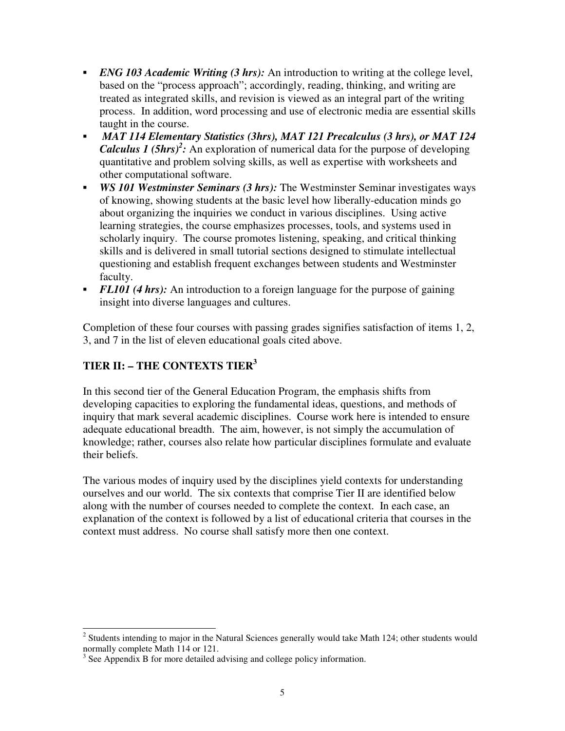- ***ENG 103 Academic Writing (3 hrs):*** An introduction to writing at the college level, based on the "process approach"; accordingly, reading, thinking, and writing are treated as integrated skills, and revision is viewed as an integral part of the writing process. In addition, word processing and use of electronic media are essential skills taught in the course.
- ***MAT 114 Elementary Statistics (3hrs), MAT 121 Precalculus (3 hrs), or MAT 124 Calculus 1 (5hrs)[2]:*** An exploration of numerical data for the purpose of developing quantitative and problem solving skills, as well as expertise with worksheets and other computational software.
- ***WS 101 Westminster Seminars (3 hrs):*** The Westminster Seminar investigates ways of knowing, showing students at the basic level how liberally-education minds go about organizing the inquiries we conduct in various disciplines. Using active learning strategies, the course emphasizes processes, tools, and systems used in scholarly inquiry. The course promotes listening, speaking, and critical thinking skills and is delivered in small tutorial sections designed to stimulate intellectual questioning and establish frequent exchanges between students and Westminster faculty.
- ***FL101 (4 hrs):*** An introduction to a foreign language for the purpose of gaining insight into diverse languages and cultures.

Completion of these four courses with passing grades signifies satisfaction of items 1, 2, 3, and 7 in the list of eleven educational goals cited above.

## TIER II: – THE CONTEXTS TIER[3]

In this second tier of the General Education Program, the emphasis shifts from developing capacities to exploring the fundamental ideas, questions, and methods of inquiry that mark several academic disciplines. Course work here is intended to ensure adequate educational breadth. The aim, however, is not simply the accumulation of knowledge; rather, courses also relate how particular disciplines formulate and evaluate their beliefs.

The various modes of inquiry used by the disciplines yield contexts for understanding ourselves and our world. The six contexts that comprise Tier II are identified below along with the number of courses needed to complete the context. In each case, an explanation of the context is followed by a list of educational criteria that courses in the context must address. No course shall satisfy more then one context.

---

[2] Students intending to major in the Natural Sciences generally would take Math 124; other students would normally complete Math 114 or 121.

[3] See Appendix B for more detailed advising and college policy information.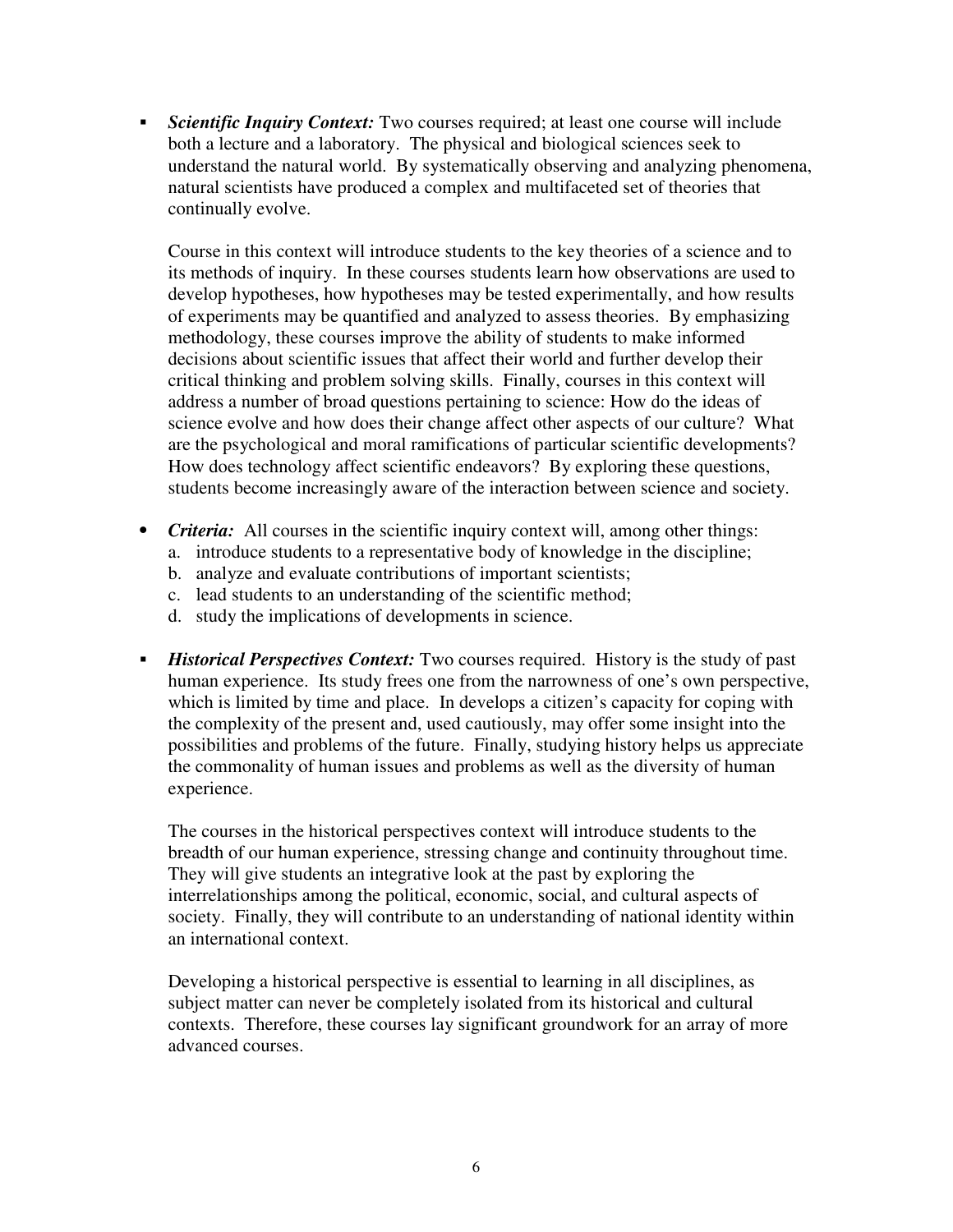- ***Scientific Inquiry Context:*** Two courses required; at least one course will include both a lecture and a laboratory. The physical and biological sciences seek to understand the natural world. By systematically observing and analyzing phenomena, natural scientists have produced a complex and multifaceted set of theories that continually evolve.

  Course in this context will introduce students to the key theories of a science and to its methods of inquiry. In these courses students learn how observations are used to develop hypotheses, how hypotheses may be tested experimentally, and how results of experiments may be quantified and analyzed to assess theories. By emphasizing methodology, these courses improve the ability of students to make informed decisions about scientific issues that affect their world and further develop their critical thinking and problem solving skills. Finally, courses in this context will address a number of broad questions pertaining to science: How do the ideas of science evolve and how does their change affect other aspects of our culture? What are the psychological and moral ramifications of particular scientific developments? How does technology affect scientific endeavors? By exploring these questions, students become increasingly aware of the interaction between science and society.

- ***Criteria:*** All courses in the scientific inquiry context will, among other things:
  a. introduce students to a representative body of knowledge in the discipline;
  b. analyze and evaluate contributions of important scientists;
  c. lead students to an understanding of the scientific method;
  d. study the implications of developments in science.

- ***Historical Perspectives Context:*** Two courses required. History is the study of past human experience. Its study frees one from the narrowness of one's own perspective, which is limited by time and place. In develops a citizen's capacity for coping with the complexity of the present and, used cautiously, may offer some insight into the possibilities and problems of the future. Finally, studying history helps us appreciate the commonality of human issues and problems as well as the diversity of human experience.

  The courses in the historical perspectives context will introduce students to the breadth of our human experience, stressing change and continuity throughout time. They will give students an integrative look at the past by exploring the interrelationships among the political, economic, social, and cultural aspects of society. Finally, they will contribute to an understanding of national identity within an international context.

  Developing a historical perspective is essential to learning in all disciplines, as subject matter can never be completely isolated from its historical and cultural contexts. Therefore, these courses lay significant groundwork for an array of more advanced courses.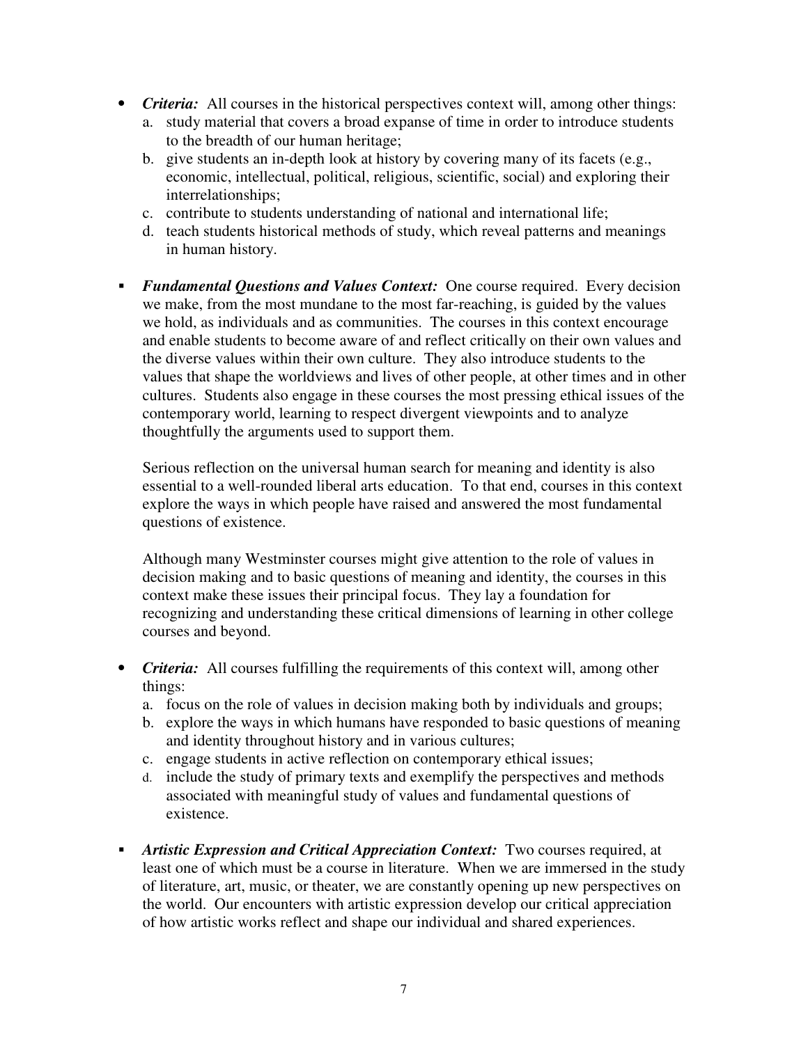- ***Criteria:*** All courses in the historical perspectives context will, among other things:
  a. study material that covers a broad expanse of time in order to introduce students to the breadth of our human heritage;
  b. give students an in-depth look at history by covering many of its facets (e.g., economic, intellectual, political, religious, scientific, social) and exploring their interrelationships;
  c. contribute to students understanding of national and international life;
  d. teach students historical methods of study, which reveal patterns and meanings in human history.

- ***Fundamental Questions and Values Context:*** One course required. Every decision we make, from the most mundane to the most far-reaching, is guided by the values we hold, as individuals and as communities. The courses in this context encourage and enable students to become aware of and reflect critically on their own values and the diverse values within their own culture. They also introduce students to the values that shape the worldviews and lives of other people, at other times and in other cultures. Students also engage in these courses the most pressing ethical issues of the contemporary world, learning to respect divergent viewpoints and to analyze thoughtfully the arguments used to support them.

  Serious reflection on the universal human search for meaning and identity is also essential to a well-rounded liberal arts education. To that end, courses in this context explore the ways in which people have raised and answered the most fundamental questions of existence.

  Although many Westminster courses might give attention to the role of values in decision making and to basic questions of meaning and identity, the courses in this context make these issues their principal focus. They lay a foundation for recognizing and understanding these critical dimensions of learning in other college courses and beyond.

- ***Criteria:*** All courses fulfilling the requirements of this context will, among other things:
  a. focus on the role of values in decision making both by individuals and groups;
  b. explore the ways in which humans have responded to basic questions of meaning and identity throughout history and in various cultures;
  c. engage students in active reflection on contemporary ethical issues;
  d. include the study of primary texts and exemplify the perspectives and methods associated with meaningful study of values and fundamental questions of existence.

- ***Artistic Expression and Critical Appreciation Context:*** Two courses required, at least one of which must be a course in literature. When we are immersed in the study of literature, art, music, or theater, we are constantly opening up new perspectives on the world. Our encounters with artistic expression develop our critical appreciation of how artistic works reflect and shape our individual and shared experiences.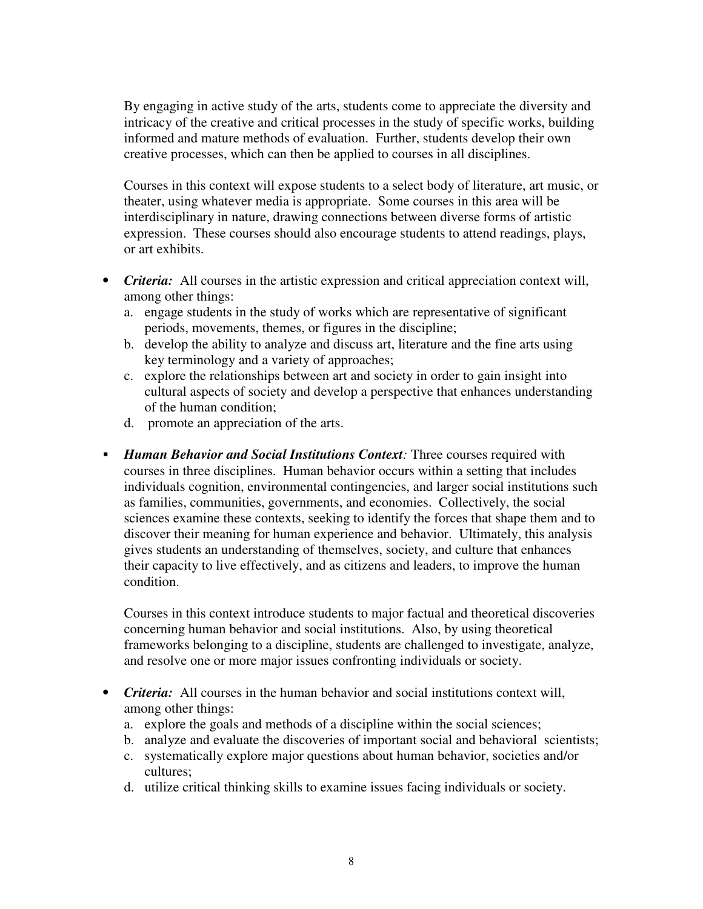By engaging in active study of the arts, students come to appreciate the diversity and intricacy of the creative and critical processes in the study of specific works, building informed and mature methods of evaluation. Further, students develop their own creative processes, which can then be applied to courses in all disciplines.

Courses in this context will expose students to a select body of literature, art music, or theater, using whatever media is appropriate. Some courses in this area will be interdisciplinary in nature, drawing connections between diverse forms of artistic expression. These courses should also encourage students to attend readings, plays, or art exhibits.

- ***Criteria:*** All courses in the artistic expression and critical appreciation context will, among other things:
  a. engage students in the study of works which are representative of significant periods, movements, themes, or figures in the discipline;
  b. develop the ability to analyze and discuss art, literature and the fine arts using key terminology and a variety of approaches;
  c. explore the relationships between art and society in order to gain insight into cultural aspects of society and develop a perspective that enhances understanding of the human condition;
  d. promote an appreciation of the arts.

- ***Human Behavior and Social Institutions Context:*** Three courses required with courses in three disciplines. Human behavior occurs within a setting that includes individuals cognition, environmental contingencies, and larger social institutions such as families, communities, governments, and economies. Collectively, the social sciences examine these contexts, seeking to identify the forces that shape them and to discover their meaning for human experience and behavior. Ultimately, this analysis gives students an understanding of themselves, society, and culture that enhances their capacity to live effectively, and as citizens and leaders, to improve the human condition.

  Courses in this context introduce students to major factual and theoretical discoveries concerning human behavior and social institutions. Also, by using theoretical frameworks belonging to a discipline, students are challenged to investigate, analyze, and resolve one or more major issues confronting individuals or society.

- ***Criteria:*** All courses in the human behavior and social institutions context will, among other things:
  a. explore the goals and methods of a discipline within the social sciences;
  b. analyze and evaluate the discoveries of important social and behavioral scientists;
  c. systematically explore major questions about human behavior, societies and/or cultures;
  d. utilize critical thinking skills to examine issues facing individuals or society.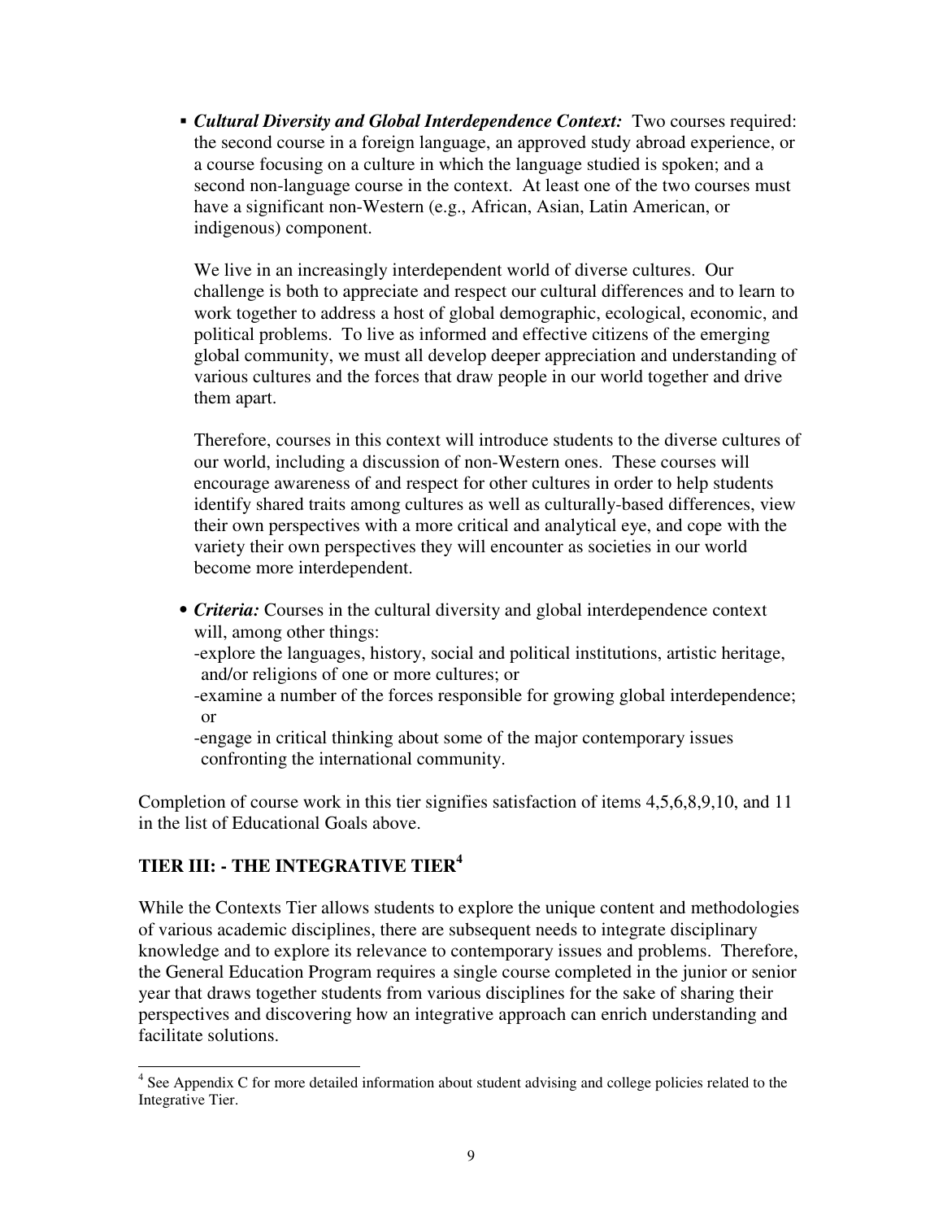- ***Cultural Diversity and Global Interdependence Context:*** Two courses required: the second course in a foreign language, an approved study abroad experience, or a course focusing on a culture in which the language studied is spoken; and a second non-language course in the context. At least one of the two courses must have a significant non-Western (e.g., African, Asian, Latin American, or indigenous) component.

  We live in an increasingly interdependent world of diverse cultures. Our challenge is both to appreciate and respect our cultural differences and to learn to work together to address a host of global demographic, ecological, economic, and political problems. To live as informed and effective citizens of the emerging global community, we must all develop deeper appreciation and understanding of various cultures and the forces that draw people in our world together and drive them apart.

  Therefore, courses in this context will introduce students to the diverse cultures of our world, including a discussion of non-Western ones. These courses will encourage awareness of and respect for other cultures in order to help students identify shared traits among cultures as well as culturally-based differences, view their own perspectives with a more critical and analytical eye, and cope with the variety their own perspectives they will encounter as societies in our world become more interdependent.

- ***Criteria:*** Courses in the cultural diversity and global interdependence context will, among other things:
  -explore the languages, history, social and political institutions, artistic heritage, and/or religions of one or more cultures; or
  -examine a number of the forces responsible for growing global interdependence; or
  -engage in critical thinking about some of the major contemporary issues confronting the international community.

Completion of course work in this tier signifies satisfaction of items 4,5,6,8,9,10, and 11 in the list of Educational Goals above.

## TIER III: - THE INTEGRATIVE TIER[4]

While the Contexts Tier allows students to explore the unique content and methodologies of various academic disciplines, there are subsequent needs to integrate disciplinary knowledge and to explore its relevance to contemporary issues and problems. Therefore, the General Education Program requires a single course completed in the junior or senior year that draws together students from various disciplines for the sake of sharing their perspectives and discovering how an integrative approach can enrich understanding and facilitate solutions.

[4] See Appendix C for more detailed information about student advising and college policies related to the Integrative Tier.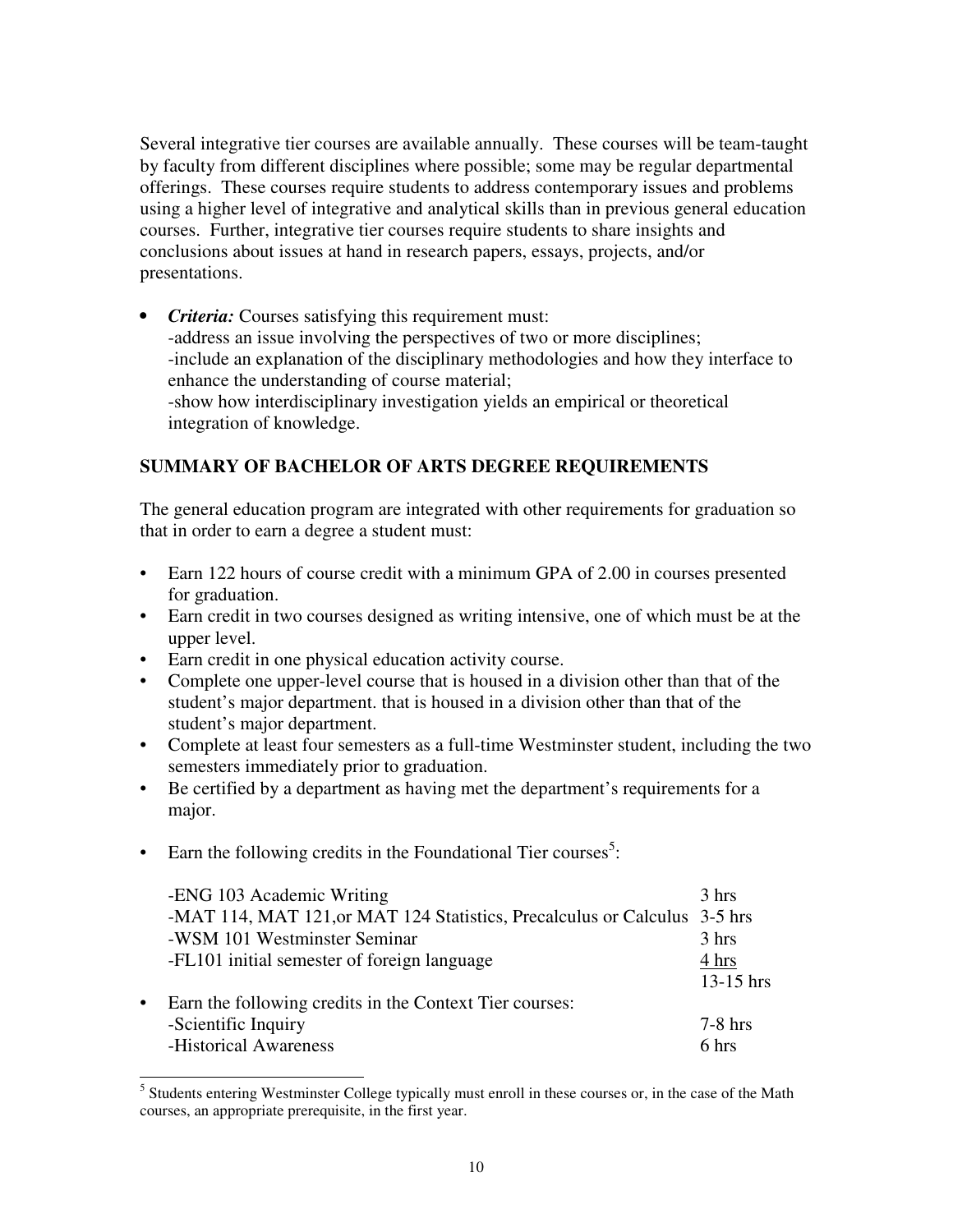Several integrative tier courses are available annually. These courses will be team-taught by faculty from different disciplines where possible; some may be regular departmental offerings. These courses require students to address contemporary issues and problems using a higher level of integrative and analytical skills than in previous general education courses. Further, integrative tier courses require students to share insights and conclusions about issues at hand in research papers, essays, projects, and/or presentations.

- ***Criteria:*** Courses satisfying this requirement must:
  -address an issue involving the perspectives of two or more disciplines;
  -include an explanation of the disciplinary methodologies and how they interface to enhance the understanding of course material;
  -show how interdisciplinary investigation yields an empirical or theoretical integration of knowledge.

**SUMMARY OF BACHELOR OF ARTS DEGREE REQUIREMENTS**

The general education program are integrated with other requirements for graduation so that in order to earn a degree a student must:

- Earn 122 hours of course credit with a minimum GPA of 2.00 in courses presented for graduation.
- Earn credit in two courses designed as writing intensive, one of which must be at the upper level.
- Earn credit in one physical education activity course.
- Complete one upper-level course that is housed in a division other than that of the student's major department. that is housed in a division other than that of the student's major department.
- Complete at least four semesters as a full-time Westminster student, including the two semesters immediately prior to graduation.
- Be certified by a department as having met the department's requirements for a major.
- Earn the following credits in the Foundational Tier courses[5]:

| | |
|---|---|
| -ENG 103 Academic Writing | 3 hrs |
| -MAT 114, MAT 121,or MAT 124 Statistics, Precalculus or Calculus | 3-5 hrs |
| -WSM 101 Westminster Seminar | 3 hrs |
| -FL101 initial semester of foreign language | 4 hrs |
| | 13-15 hrs |

- Earn the following credits in the Context Tier courses:

| | |
|---|---|
| -Scientific Inquiry | 7-8 hrs |
| -Historical Awareness | 6 hrs |

[5] Students entering Westminster College typically must enroll in these courses or, in the case of the Math courses, an appropriate prerequisite, in the first year.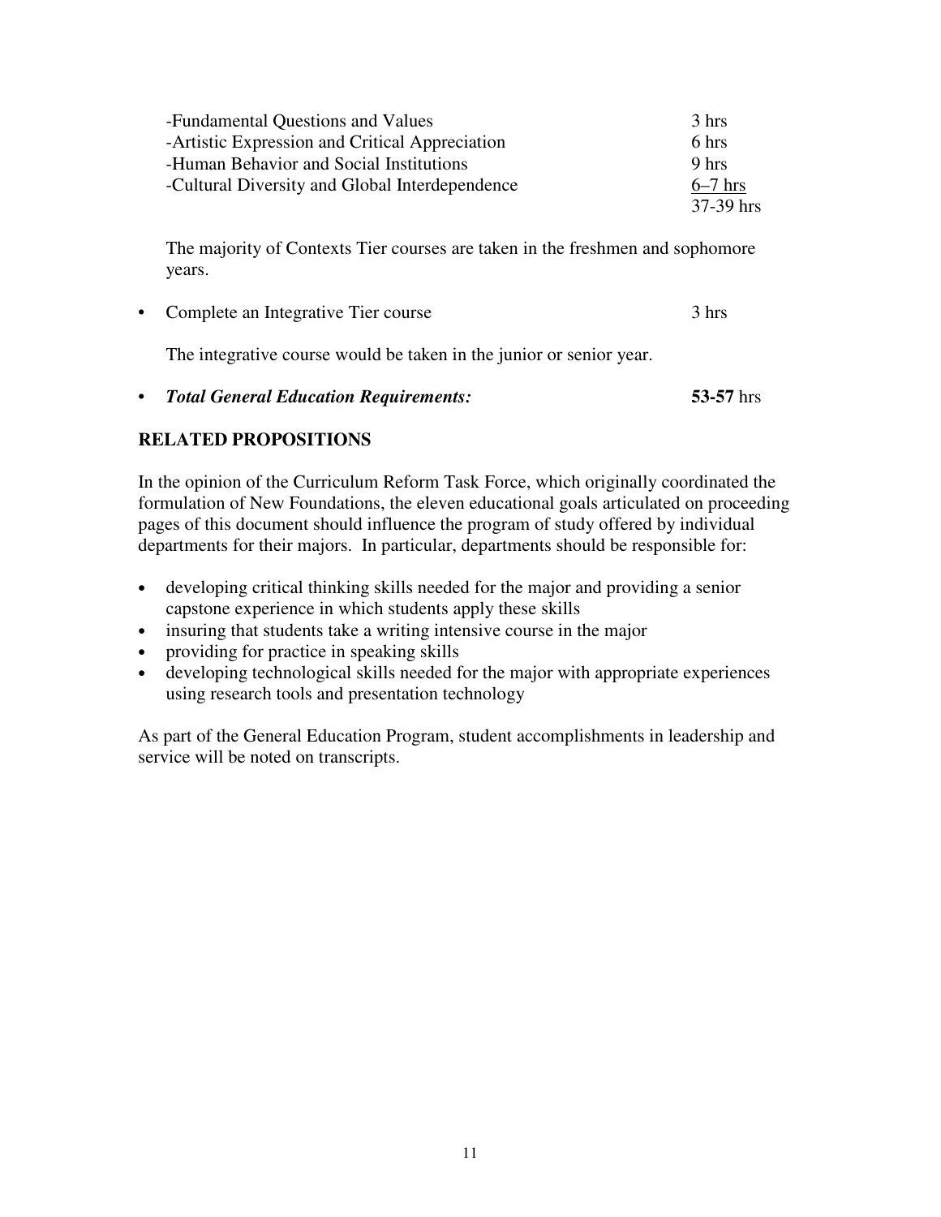| | |
|---|---|
| -Fundamental Questions and Values | 3 hrs |
| -Artistic Expression and Critical Appreciation | 6 hrs |
| -Human Behavior and Social Institutions | 9 hrs |
| -Cultural Diversity and Global Interdependence | 6–7 hrs |
| | 37-39 hrs |

The majority of Contexts Tier courses are taken in the freshmen and sophomore years.

- Complete an Integrative Tier course — 3 hrs

  The integrative course would be taken in the junior or senior year.

- ***Total General Education Requirements:*** — **53-57** hrs

## RELATED PROPOSITIONS

In the opinion of the Curriculum Reform Task Force, which originally coordinated the formulation of New Foundations, the eleven educational goals articulated on proceeding pages of this document should influence the program of study offered by individual departments for their majors. In particular, departments should be responsible for:

- developing critical thinking skills needed for the major and providing a senior capstone experience in which students apply these skills
- insuring that students take a writing intensive course in the major
- providing for practice in speaking skills
- developing technological skills needed for the major with appropriate experiences using research tools and presentation technology

As part of the General Education Program, student accomplishments in leadership and service will be noted on transcripts.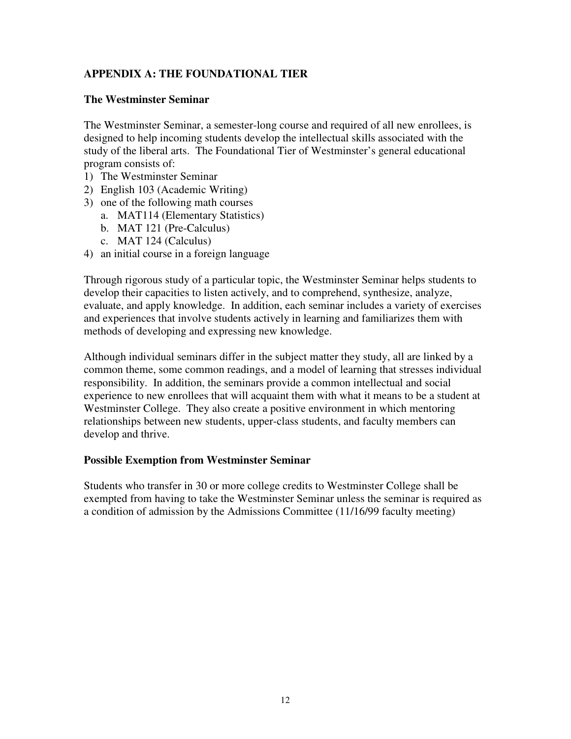## APPENDIX A: THE FOUNDATIONAL TIER

### The Westminster Seminar

The Westminster Seminar, a semester-long course and required of all new enrollees, is designed to help incoming students develop the intellectual skills associated with the study of the liberal arts. The Foundational Tier of Westminster's general educational program consists of:

1) The Westminster Seminar
2) English 103 (Academic Writing)
3) one of the following math courses
   a. MAT114 (Elementary Statistics)
   b. MAT 121 (Pre-Calculus)
   c. MAT 124 (Calculus)
4) an initial course in a foreign language

Through rigorous study of a particular topic, the Westminster Seminar helps students to develop their capacities to listen actively, and to comprehend, synthesize, analyze, evaluate, and apply knowledge. In addition, each seminar includes a variety of exercises and experiences that involve students actively in learning and familiarizes them with methods of developing and expressing new knowledge.

Although individual seminars differ in the subject matter they study, all are linked by a common theme, some common readings, and a model of learning that stresses individual responsibility. In addition, the seminars provide a common intellectual and social experience to new enrollees that will acquaint them with what it means to be a student at Westminster College. They also create a positive environment in which mentoring relationships between new students, upper-class students, and faculty members can develop and thrive.

### Possible Exemption from Westminster Seminar

Students who transfer in 30 or more college credits to Westminster College shall be exempted from having to take the Westminster Seminar unless the seminar is required as a condition of admission by the Admissions Committee (11/16/99 faculty meeting)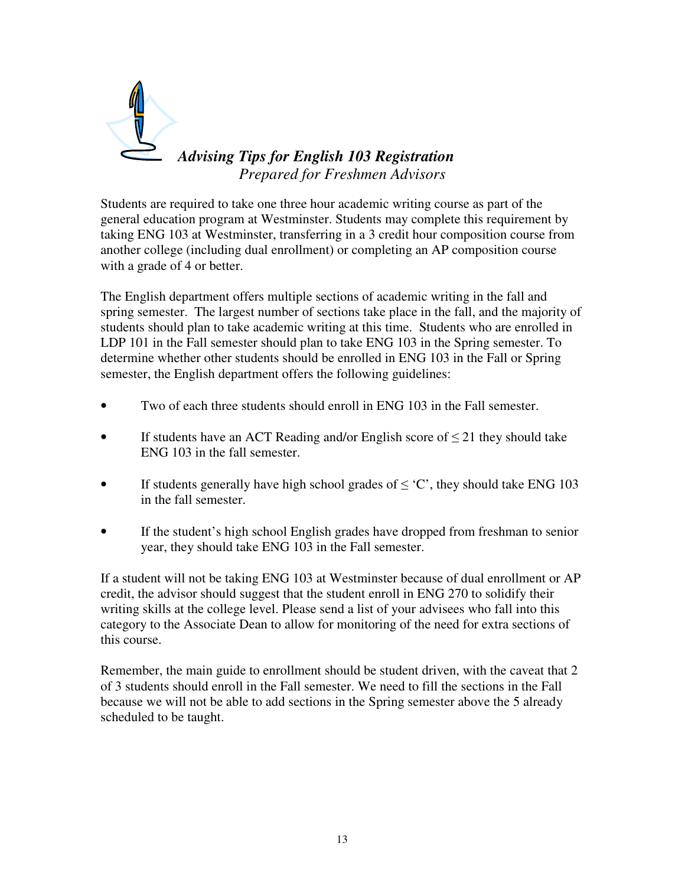# *Advising Tips for English 103 Registration*

*Prepared for Freshmen Advisors*

Students are required to take one three hour academic writing course as part of the general education program at Westminster. Students may complete this requirement by taking ENG 103 at Westminster, transferring in a 3 credit hour composition course from another college (including dual enrollment) or completing an AP composition course with a grade of 4 or better.

The English department offers multiple sections of academic writing in the fall and spring semester. The largest number of sections take place in the fall, and the majority of students should plan to take academic writing at this time. Students who are enrolled in LDP 101 in the Fall semester should plan to take ENG 103 in the Spring semester. To determine whether other students should be enrolled in ENG 103 in the Fall or Spring semester, the English department offers the following guidelines:

- Two of each three students should enroll in ENG 103 in the Fall semester.
- If students have an ACT Reading and/or English score of ≤ 21 they should take ENG 103 in the fall semester.
- If students generally have high school grades of ≤ 'C', they should take ENG 103 in the fall semester.
- If the student's high school English grades have dropped from freshman to senior year, they should take ENG 103 in the Fall semester.

If a student will not be taking ENG 103 at Westminster because of dual enrollment or AP credit, the advisor should suggest that the student enroll in ENG 270 to solidify their writing skills at the college level. Please send a list of your advisees who fall into this category to the Associate Dean to allow for monitoring of the need for extra sections of this course.

Remember, the main guide to enrollment should be student driven, with the caveat that 2 of 3 students should enroll in the Fall semester. We need to fill the sections in the Fall because we will not be able to add sections in the Spring semester above the 5 already scheduled to be taught.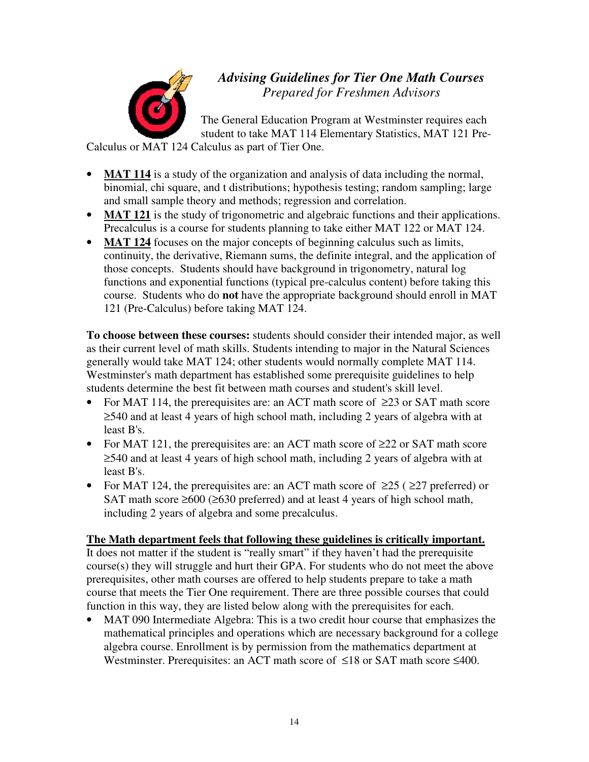## *Advising Guidelines for Tier One Math Courses*

*Prepared for Freshmen Advisors*

The General Education Program at Westminster requires each student to take MAT 114 Elementary Statistics, MAT 121 Pre-Calculus or MAT 124 Calculus as part of Tier One.

- **MAT 114** is a study of the organization and analysis of data including the normal, binomial, chi square, and t distributions; hypothesis testing; random sampling; large and small sample theory and methods; regression and correlation.
- **MAT 121** is the study of trigonometric and algebraic functions and their applications. Precalculus is a course for students planning to take either MAT 122 or MAT 124.
- **MAT 124** focuses on the major concepts of beginning calculus such as limits, continuity, the derivative, Riemann sums, the definite integral, and the application of those concepts. Students should have background in trigonometry, natural log functions and exponential functions (typical pre-calculus content) before taking this course. Students who do **not** have the appropriate background should enroll in MAT 121 (Pre-Calculus) before taking MAT 124.

**To choose between these courses:** students should consider their intended major, as well as their current level of math skills. Students intending to major in the Natural Sciences generally would take MAT 124; other students would normally complete MAT 114. Westminster's math department has established some prerequisite guidelines to help students determine the best fit between math courses and student's skill level.

- For MAT 114, the prerequisites are: an ACT math score of $\geq 23$ or SAT math score $\geq 540$ and at least 4 years of high school math, including 2 years of algebra with at least B's.
- For MAT 121, the prerequisites are: an ACT math score of $\geq 22$ or SAT math score $\geq 540$ and at least 4 years of high school math, including 2 years of algebra with at least B's.
- For MAT 124, the prerequisites are: an ACT math score of $\geq 25$ ( $\geq 27$ preferred) or SAT math score $\geq 600$ ($\geq 630$ preferred) and at least 4 years of high school math, including 2 years of algebra and some precalculus.

**The Math department feels that following these guidelines is critically important.**

It does not matter if the student is "really smart" if they haven't had the prerequisite course(s) they will struggle and hurt their GPA. For students who do not meet the above prerequisites, other math courses are offered to help students prepare to take a math course that meets the Tier One requirement. There are three possible courses that could function in this way, they are listed below along with the prerequisites for each.

- MAT 090 Intermediate Algebra: This is a two credit hour course that emphasizes the mathematical principles and operations which are necessary background for a college algebra course. Enrollment is by permission from the mathematics department at Westminster. Prerequisites: an ACT math score of $\leq 18$ or SAT math score $\leq 400$.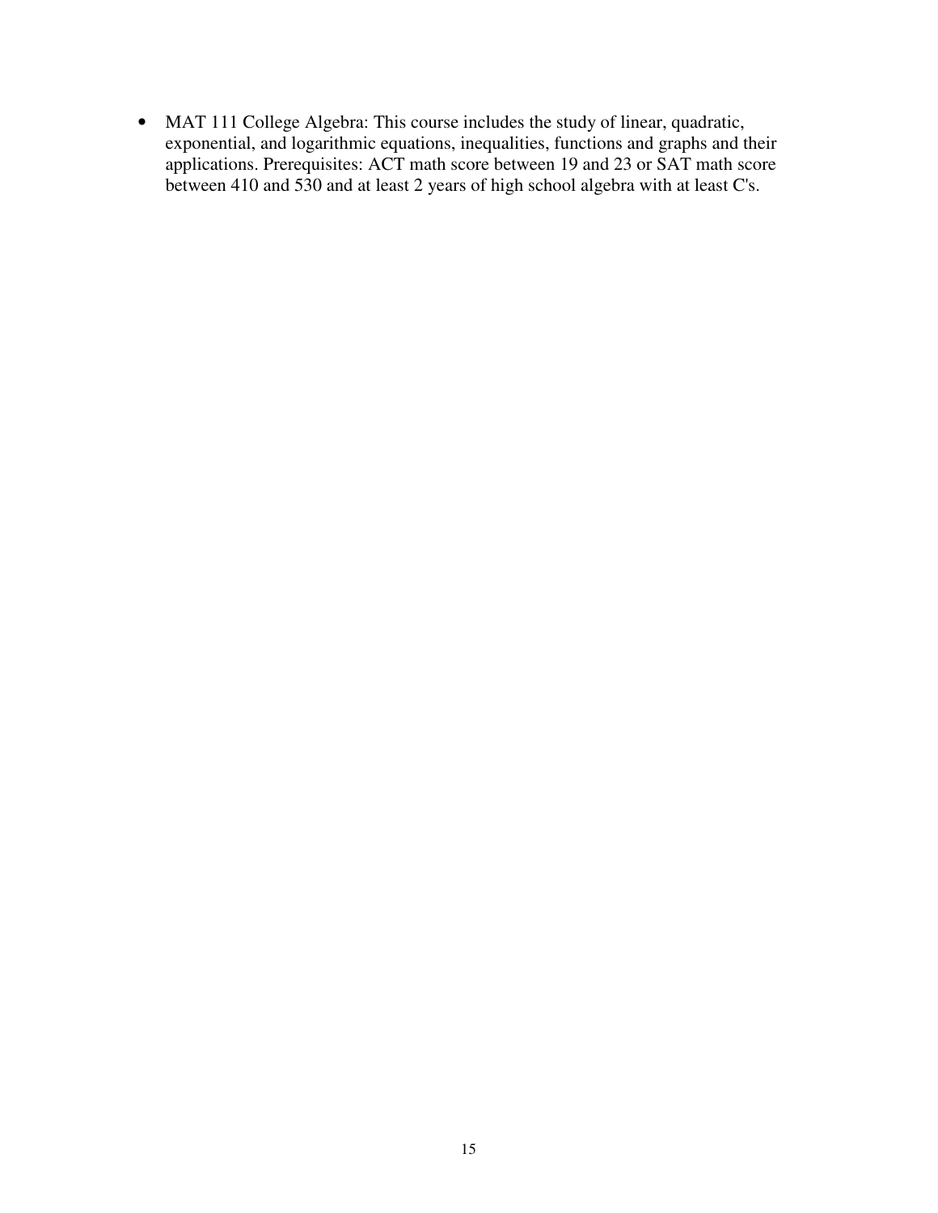- MAT 111 College Algebra: This course includes the study of linear, quadratic, exponential, and logarithmic equations, inequalities, functions and graphs and their applications. Prerequisites: ACT math score between 19 and 23 or SAT math score between 410 and 530 and at least 2 years of high school algebra with at least C's.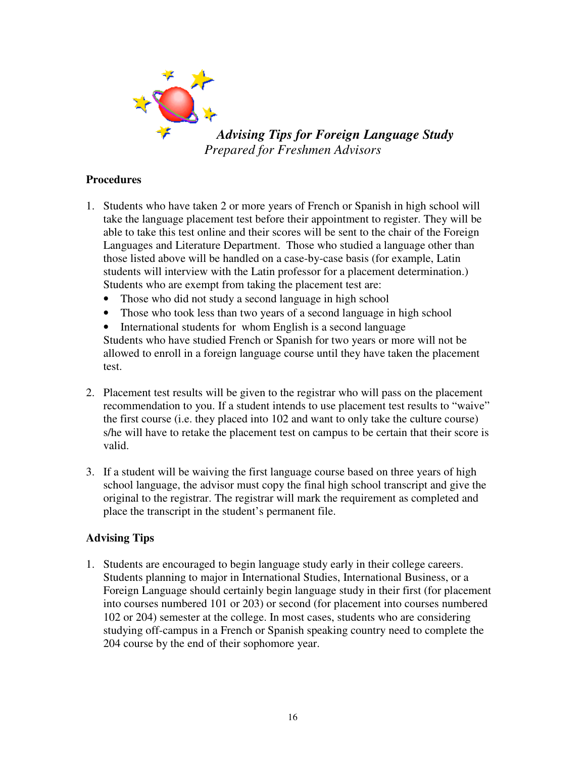*Advising Tips for Foreign Language Study*

*Prepared for Freshmen Advisors*

**Procedures**

1. Students who have taken 2 or more years of French or Spanish in high school will take the language placement test before their appointment to register. They will be able to take this test online and their scores will be sent to the chair of the Foreign Languages and Literature Department. Those who studied a language other than those listed above will be handled on a case-by-case basis (for example, Latin students will interview with the Latin professor for a placement determination.) Students who are exempt from taking the placement test are:
   - Those who did not study a second language in high school
   - Those who took less than two years of a second language in high school
   - International students for whom English is a second language

   Students who have studied French or Spanish for two years or more will not be allowed to enroll in a foreign language course until they have taken the placement test.

2. Placement test results will be given to the registrar who will pass on the placement recommendation to you. If a student intends to use placement test results to "waive" the first course (i.e. they placed into 102 and want to only take the culture course) s/he will have to retake the placement test on campus to be certain that their score is valid.

3. If a student will be waiving the first language course based on three years of high school language, the advisor must copy the final high school transcript and give the original to the registrar. The registrar will mark the requirement as completed and place the transcript in the student's permanent file.

**Advising Tips**

1. Students are encouraged to begin language study early in their college careers. Students planning to major in International Studies, International Business, or a Foreign Language should certainly begin language study in their first (for placement into courses numbered 101 or 203) or second (for placement into courses numbered 102 or 204) semester at the college. In most cases, students who are considering studying off-campus in a French or Spanish speaking country need to complete the 204 course by the end of their sophomore year.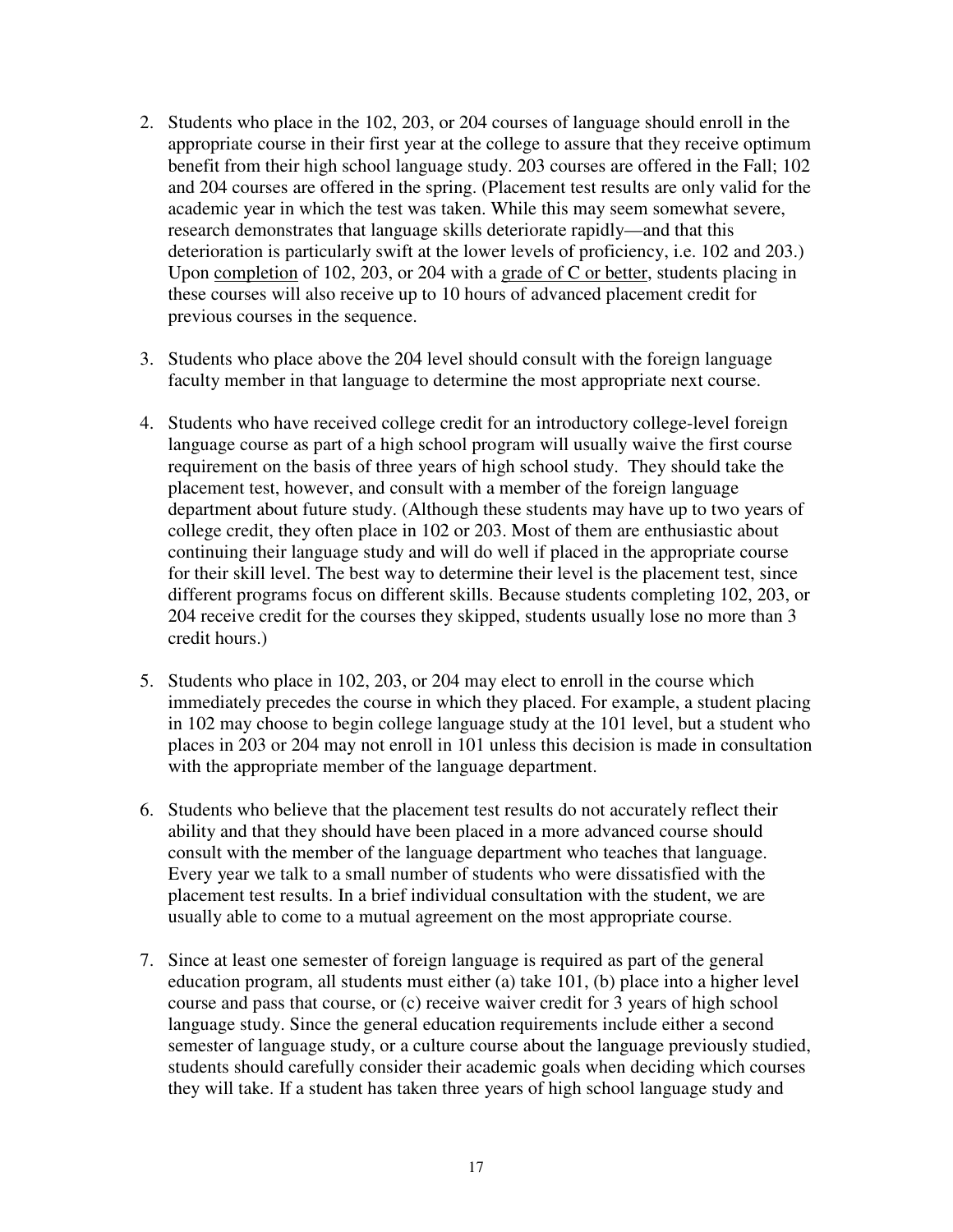2. Students who place in the 102, 203, or 204 courses of language should enroll in the appropriate course in their first year at the college to assure that they receive optimum benefit from their high school language study. 203 courses are offered in the Fall; 102 and 204 courses are offered in the spring. (Placement test results are only valid for the academic year in which the test was taken. While this may seem somewhat severe, research demonstrates that language skills deteriorate rapidly—and that this deterioration is particularly swift at the lower levels of proficiency, i.e. 102 and 203.) Upon <u>completion</u> of 102, 203, or 204 with a <u>grade of C or better</u>, students placing in these courses will also receive up to 10 hours of advanced placement credit for previous courses in the sequence.

3. Students who place above the 204 level should consult with the foreign language faculty member in that language to determine the most appropriate next course.

4. Students who have received college credit for an introductory college-level foreign language course as part of a high school program will usually waive the first course requirement on the basis of three years of high school study. They should take the placement test, however, and consult with a member of the foreign language department about future study. (Although these students may have up to two years of college credit, they often place in 102 or 203. Most of them are enthusiastic about continuing their language study and will do well if placed in the appropriate course for their skill level. The best way to determine their level is the placement test, since different programs focus on different skills. Because students completing 102, 203, or 204 receive credit for the courses they skipped, students usually lose no more than 3 credit hours.)

5. Students who place in 102, 203, or 204 may elect to enroll in the course which immediately precedes the course in which they placed. For example, a student placing in 102 may choose to begin college language study at the 101 level, but a student who places in 203 or 204 may not enroll in 101 unless this decision is made in consultation with the appropriate member of the language department.

6. Students who believe that the placement test results do not accurately reflect their ability and that they should have been placed in a more advanced course should consult with the member of the language department who teaches that language. Every year we talk to a small number of students who were dissatisfied with the placement test results. In a brief individual consultation with the student, we are usually able to come to a mutual agreement on the most appropriate course.

7. Since at least one semester of foreign language is required as part of the general education program, all students must either (a) take 101, (b) place into a higher level course and pass that course, or (c) receive waiver credit for 3 years of high school language study. Since the general education requirements include either a second semester of language study, or a culture course about the language previously studied, students should carefully consider their academic goals when deciding which courses they will take. If a student has taken three years of high school language study and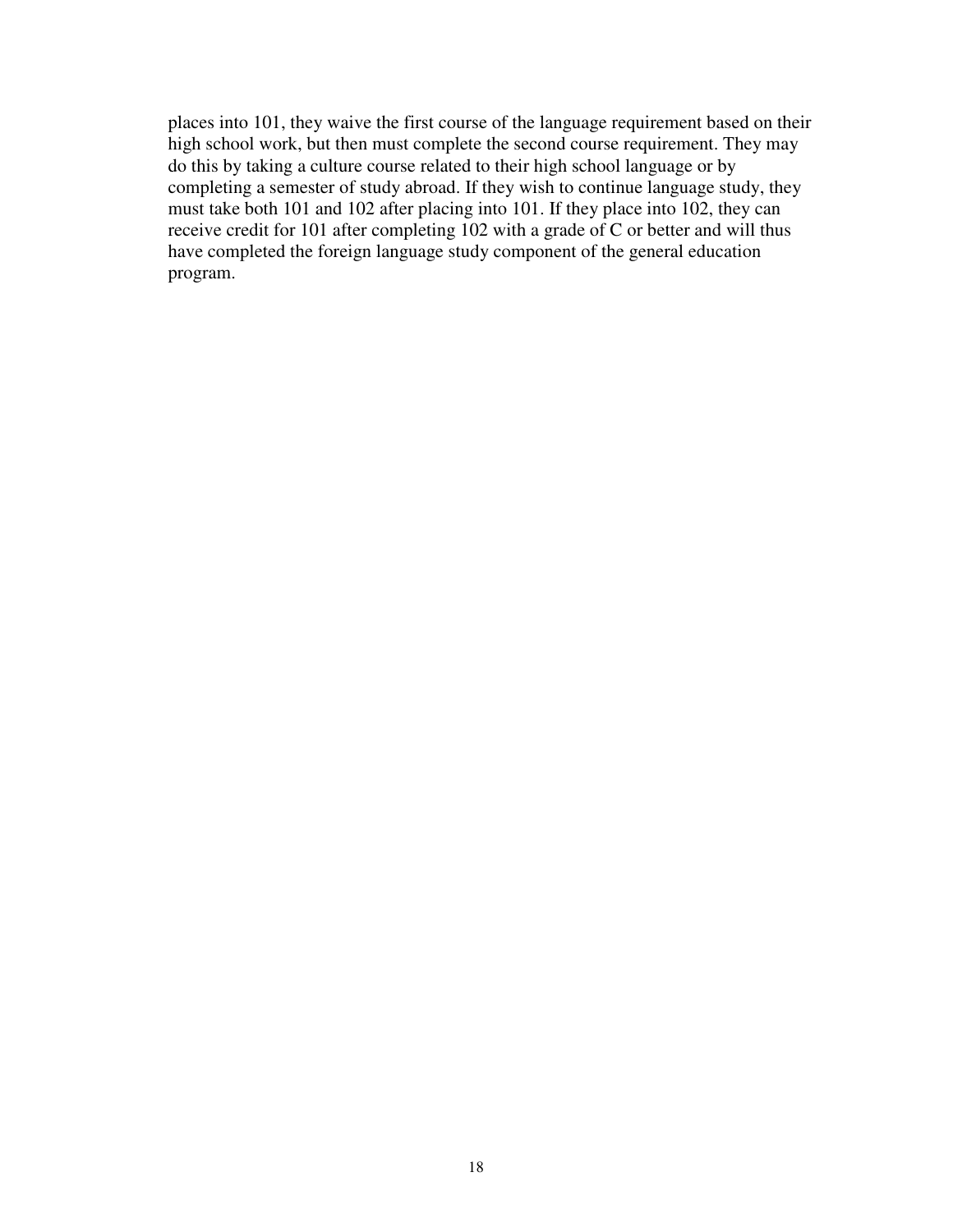places into 101, they waive the first course of the language requirement based on their high school work, but then must complete the second course requirement. They may do this by taking a culture course related to their high school language or by completing a semester of study abroad. If they wish to continue language study, they must take both 101 and 102 after placing into 101. If they place into 102, they can receive credit for 101 after completing 102 with a grade of C or better and will thus have completed the foreign language study component of the general education program.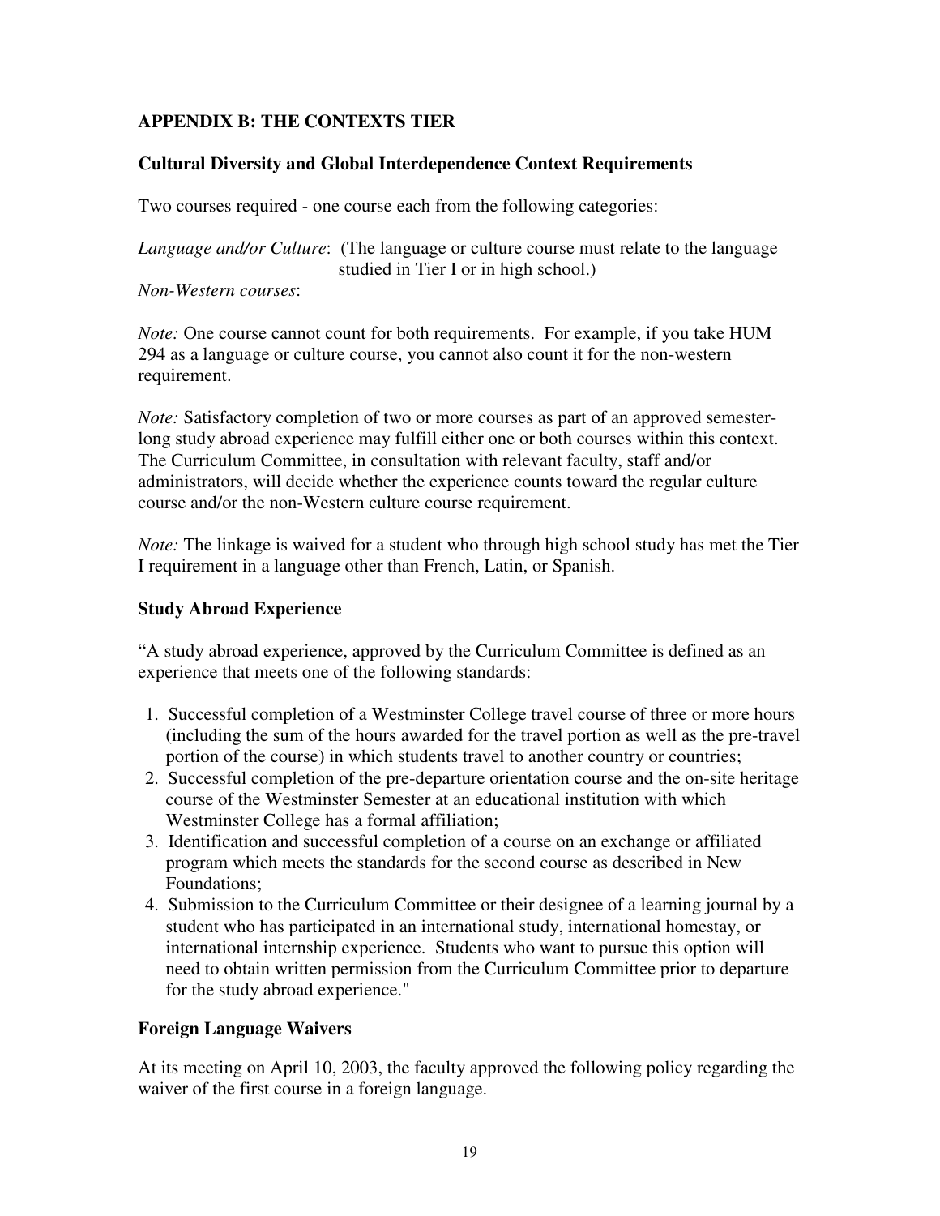## APPENDIX B: THE CONTEXTS TIER

### Cultural Diversity and Global Interdependence Context Requirements

Two courses required - one course each from the following categories:

*Language and/or Culture*: (The language or culture course must relate to the language studied in Tier I or in high school.)

*Non-Western courses*:

*Note:* One course cannot count for both requirements. For example, if you take HUM 294 as a language or culture course, you cannot also count it for the non-western requirement.

*Note:* Satisfactory completion of two or more courses as part of an approved semester-long study abroad experience may fulfill either one or both courses within this context. The Curriculum Committee, in consultation with relevant faculty, staff and/or administrators, will decide whether the experience counts toward the regular culture course and/or the non-Western culture course requirement.

*Note:* The linkage is waived for a student who through high school study has met the Tier I requirement in a language other than French, Latin, or Spanish.

### Study Abroad Experience

"A study abroad experience, approved by the Curriculum Committee is defined as an experience that meets one of the following standards:

1. Successful completion of a Westminster College travel course of three or more hours (including the sum of the hours awarded for the travel portion as well as the pre-travel portion of the course) in which students travel to another country or countries;
2. Successful completion of the pre-departure orientation course and the on-site heritage course of the Westminster Semester at an educational institution with which Westminster College has a formal affiliation;
3. Identification and successful completion of a course on an exchange or affiliated program which meets the standards for the second course as described in New Foundations;
4. Submission to the Curriculum Committee or their designee of a learning journal by a student who has participated in an international study, international homestay, or international internship experience. Students who want to pursue this option will need to obtain written permission from the Curriculum Committee prior to departure for the study abroad experience."

### Foreign Language Waivers

At its meeting on April 10, 2003, the faculty approved the following policy regarding the waiver of the first course in a foreign language.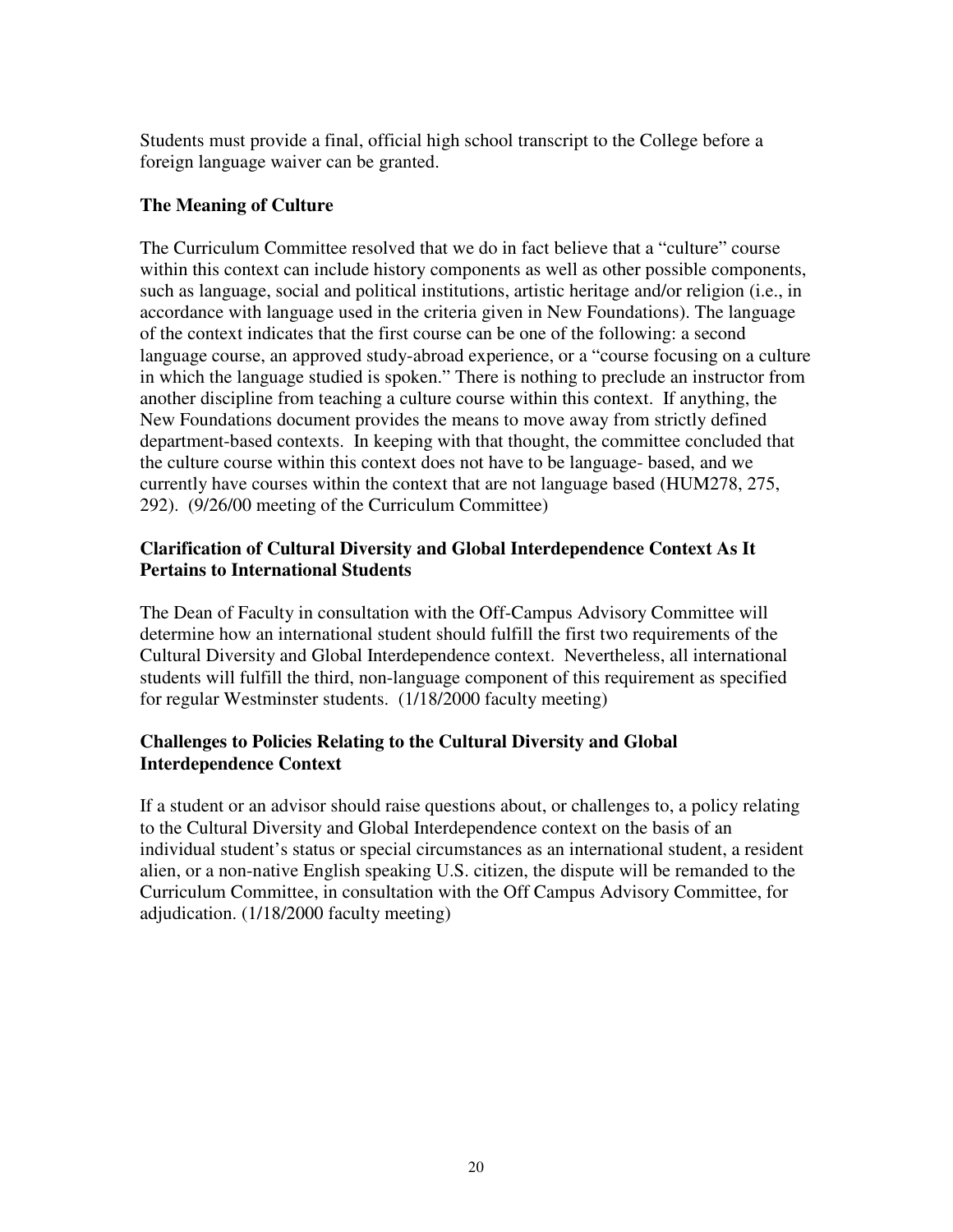Students must provide a final, official high school transcript to the College before a foreign language waiver can be granted.

### The Meaning of Culture

The Curriculum Committee resolved that we do in fact believe that a "culture" course within this context can include history components as well as other possible components, such as language, social and political institutions, artistic heritage and/or religion (i.e., in accordance with language used in the criteria given in New Foundations). The language of the context indicates that the first course can be one of the following: a second language course, an approved study-abroad experience, or a "course focusing on a culture in which the language studied is spoken." There is nothing to preclude an instructor from another discipline from teaching a culture course within this context. If anything, the New Foundations document provides the means to move away from strictly defined department-based contexts. In keeping with that thought, the committee concluded that the culture course within this context does not have to be language- based, and we currently have courses within the context that are not language based (HUM278, 275, 292). (9/26/00 meeting of the Curriculum Committee)

### Clarification of Cultural Diversity and Global Interdependence Context As It Pertains to International Students

The Dean of Faculty in consultation with the Off-Campus Advisory Committee will determine how an international student should fulfill the first two requirements of the Cultural Diversity and Global Interdependence context. Nevertheless, all international students will fulfill the third, non-language component of this requirement as specified for regular Westminster students. (1/18/2000 faculty meeting)

### Challenges to Policies Relating to the Cultural Diversity and Global Interdependence Context

If a student or an advisor should raise questions about, or challenges to, a policy relating to the Cultural Diversity and Global Interdependence context on the basis of an individual student's status or special circumstances as an international student, a resident alien, or a non-native English speaking U.S. citizen, the dispute will be remanded to the Curriculum Committee, in consultation with the Off Campus Advisory Committee, for adjudication. (1/18/2000 faculty meeting)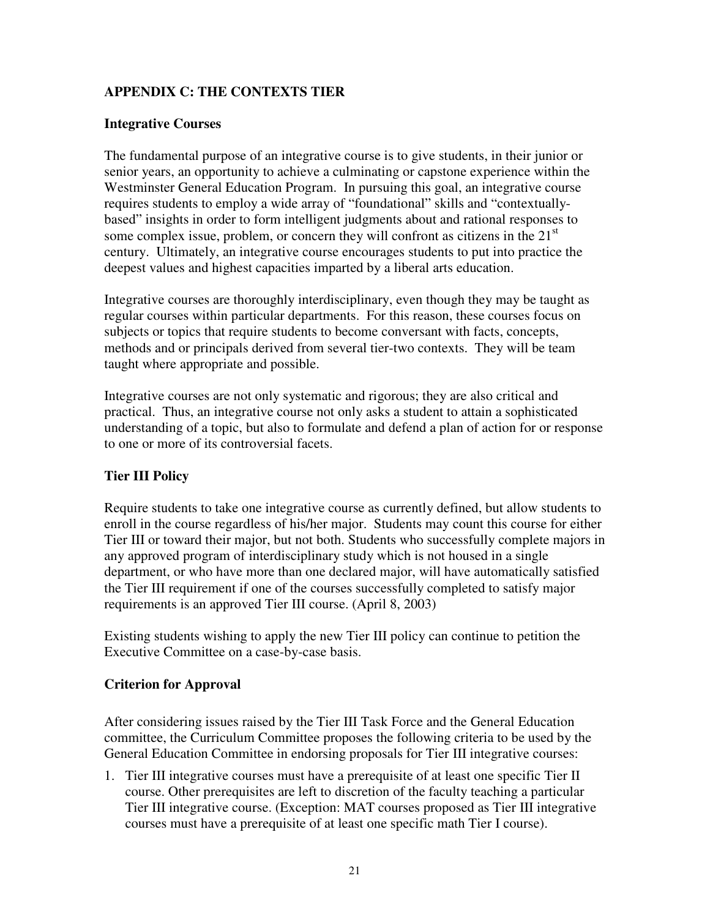## APPENDIX C: THE CONTEXTS TIER

### Integrative Courses

The fundamental purpose of an integrative course is to give students, in their junior or senior years, an opportunity to achieve a culminating or capstone experience within the Westminster General Education Program. In pursuing this goal, an integrative course requires students to employ a wide array of "foundational" skills and "contextually-based" insights in order to form intelligent judgments about and rational responses to some complex issue, problem, or concern they will confront as citizens in the 21st century. Ultimately, an integrative course encourages students to put into practice the deepest values and highest capacities imparted by a liberal arts education.

Integrative courses are thoroughly interdisciplinary, even though they may be taught as regular courses within particular departments. For this reason, these courses focus on subjects or topics that require students to become conversant with facts, concepts, methods and or principals derived from several tier-two contexts. They will be team taught where appropriate and possible.

Integrative courses are not only systematic and rigorous; they are also critical and practical. Thus, an integrative course not only asks a student to attain a sophisticated understanding of a topic, but also to formulate and defend a plan of action for or response to one or more of its controversial facets.

### Tier III Policy

Require students to take one integrative course as currently defined, but allow students to enroll in the course regardless of his/her major. Students may count this course for either Tier III or toward their major, but not both. Students who successfully complete majors in any approved program of interdisciplinary study which is not housed in a single department, or who have more than one declared major, will have automatically satisfied the Tier III requirement if one of the courses successfully completed to satisfy major requirements is an approved Tier III course. (April 8, 2003)

Existing students wishing to apply the new Tier III policy can continue to petition the Executive Committee on a case-by-case basis.

### Criterion for Approval

After considering issues raised by the Tier III Task Force and the General Education committee, the Curriculum Committee proposes the following criteria to be used by the General Education Committee in endorsing proposals for Tier III integrative courses:

1. Tier III integrative courses must have a prerequisite of at least one specific Tier II course. Other prerequisites are left to discretion of the faculty teaching a particular Tier III integrative course. (Exception: MAT courses proposed as Tier III integrative courses must have a prerequisite of at least one specific math Tier I course).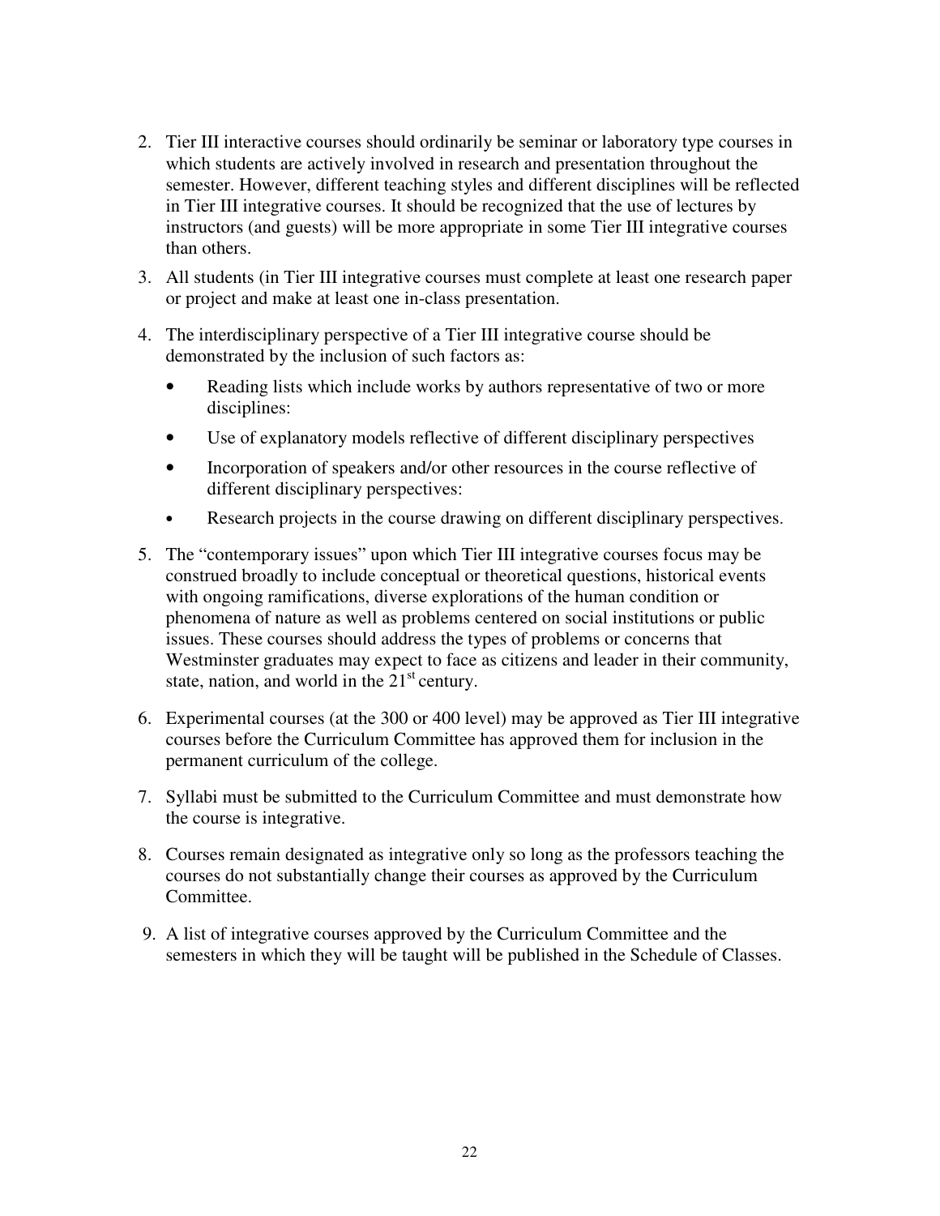2. Tier III interactive courses should ordinarily be seminar or laboratory type courses in which students are actively involved in research and presentation throughout the semester. However, different teaching styles and different disciplines will be reflected in Tier III integrative courses. It should be recognized that the use of lectures by instructors (and guests) will be more appropriate in some Tier III integrative courses than others.

3. All students (in Tier III integrative courses must complete at least one research paper or project and make at least one in-class presentation.

4. The interdisciplinary perspective of a Tier III integrative course should be demonstrated by the inclusion of such factors as:

   - Reading lists which include works by authors representative of two or more disciplines:
   - Use of explanatory models reflective of different disciplinary perspectives
   - Incorporation of speakers and/or other resources in the course reflective of different disciplinary perspectives:
   - Research projects in the course drawing on different disciplinary perspectives.

5. The "contemporary issues" upon which Tier III integrative courses focus may be construed broadly to include conceptual or theoretical questions, historical events with ongoing ramifications, diverse explorations of the human condition or phenomena of nature as well as problems centered on social institutions or public issues. These courses should address the types of problems or concerns that Westminster graduates may expect to face as citizens and leader in their community, state, nation, and world in the 21st century.

6. Experimental courses (at the 300 or 400 level) may be approved as Tier III integrative courses before the Curriculum Committee has approved them for inclusion in the permanent curriculum of the college.

7. Syllabi must be submitted to the Curriculum Committee and must demonstrate how the course is integrative.

8. Courses remain designated as integrative only so long as the professors teaching the courses do not substantially change their courses as approved by the Curriculum Committee.

9. A list of integrative courses approved by the Curriculum Committee and the semesters in which they will be taught will be published in the Schedule of Classes.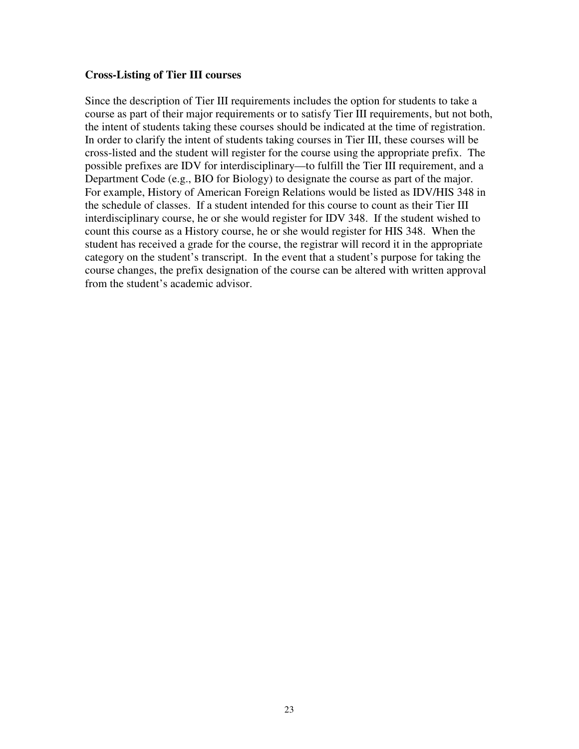**Cross-Listing of Tier III courses**

Since the description of Tier III requirements includes the option for students to take a course as part of their major requirements or to satisfy Tier III requirements, but not both, the intent of students taking these courses should be indicated at the time of registration. In order to clarify the intent of students taking courses in Tier III, these courses will be cross-listed and the student will register for the course using the appropriate prefix. The possible prefixes are IDV for interdisciplinary—to fulfill the Tier III requirement, and a Department Code (e.g., BIO for Biology) to designate the course as part of the major. For example, History of American Foreign Relations would be listed as IDV/HIS 348 in the schedule of classes. If a student intended for this course to count as their Tier III interdisciplinary course, he or she would register for IDV 348. If the student wished to count this course as a History course, he or she would register for HIS 348. When the student has received a grade for the course, the registrar will record it in the appropriate category on the student's transcript. In the event that a student's purpose for taking the course changes, the prefix designation of the course can be altered with written approval from the student's academic advisor.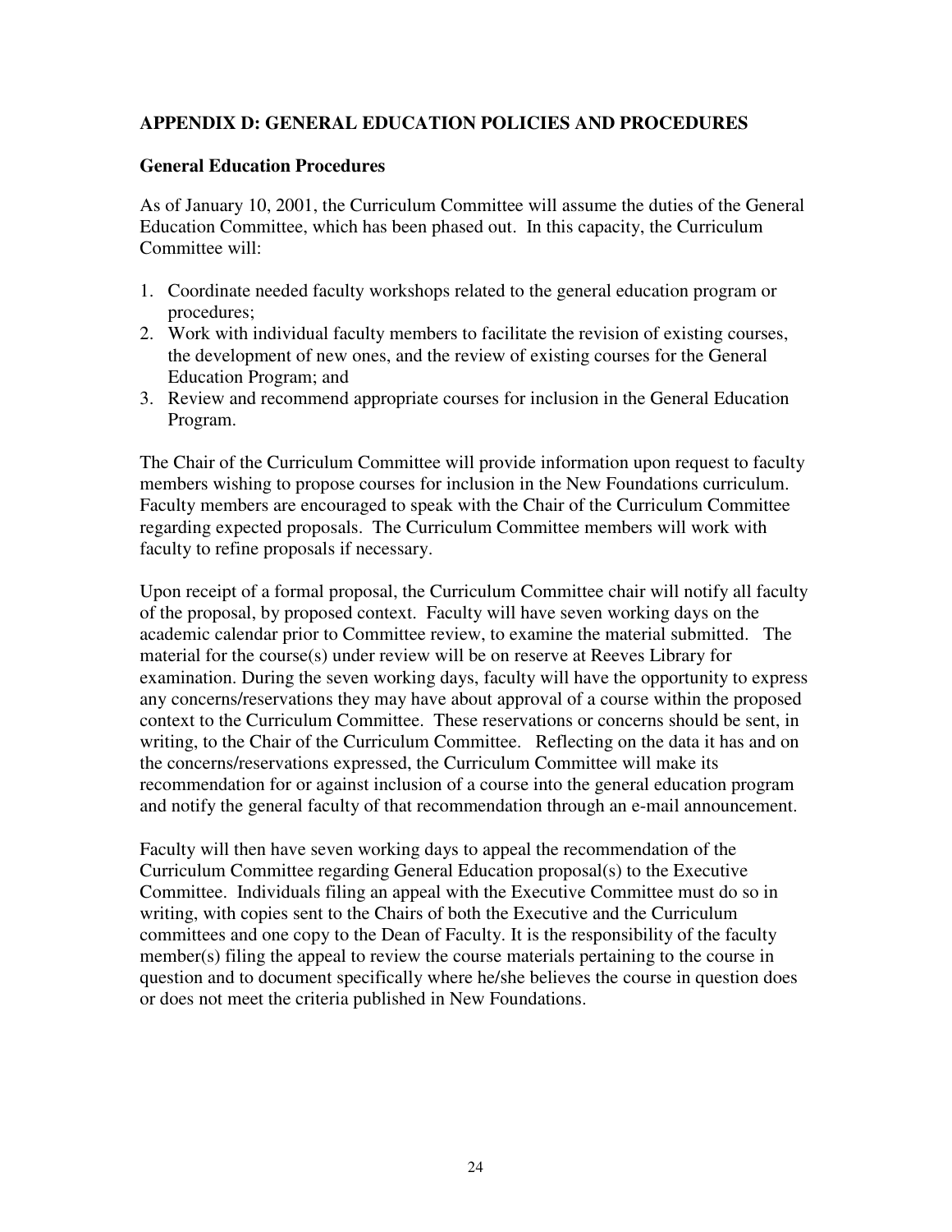## APPENDIX D: GENERAL EDUCATION POLICIES AND PROCEDURES

### General Education Procedures

As of January 10, 2001, the Curriculum Committee will assume the duties of the General Education Committee, which has been phased out. In this capacity, the Curriculum Committee will:

1. Coordinate needed faculty workshops related to the general education program or procedures;
2. Work with individual faculty members to facilitate the revision of existing courses, the development of new ones, and the review of existing courses for the General Education Program; and
3. Review and recommend appropriate courses for inclusion in the General Education Program.

The Chair of the Curriculum Committee will provide information upon request to faculty members wishing to propose courses for inclusion in the New Foundations curriculum. Faculty members are encouraged to speak with the Chair of the Curriculum Committee regarding expected proposals. The Curriculum Committee members will work with faculty to refine proposals if necessary.

Upon receipt of a formal proposal, the Curriculum Committee chair will notify all faculty of the proposal, by proposed context. Faculty will have seven working days on the academic calendar prior to Committee review, to examine the material submitted. The material for the course(s) under review will be on reserve at Reeves Library for examination. During the seven working days, faculty will have the opportunity to express any concerns/reservations they may have about approval of a course within the proposed context to the Curriculum Committee. These reservations or concerns should be sent, in writing, to the Chair of the Curriculum Committee. Reflecting on the data it has and on the concerns/reservations expressed, the Curriculum Committee will make its recommendation for or against inclusion of a course into the general education program and notify the general faculty of that recommendation through an e-mail announcement.

Faculty will then have seven working days to appeal the recommendation of the Curriculum Committee regarding General Education proposal(s) to the Executive Committee. Individuals filing an appeal with the Executive Committee must do so in writing, with copies sent to the Chairs of both the Executive and the Curriculum committees and one copy to the Dean of Faculty. It is the responsibility of the faculty member(s) filing the appeal to review the course materials pertaining to the course in question and to document specifically where he/she believes the course in question does or does not meet the criteria published in New Foundations.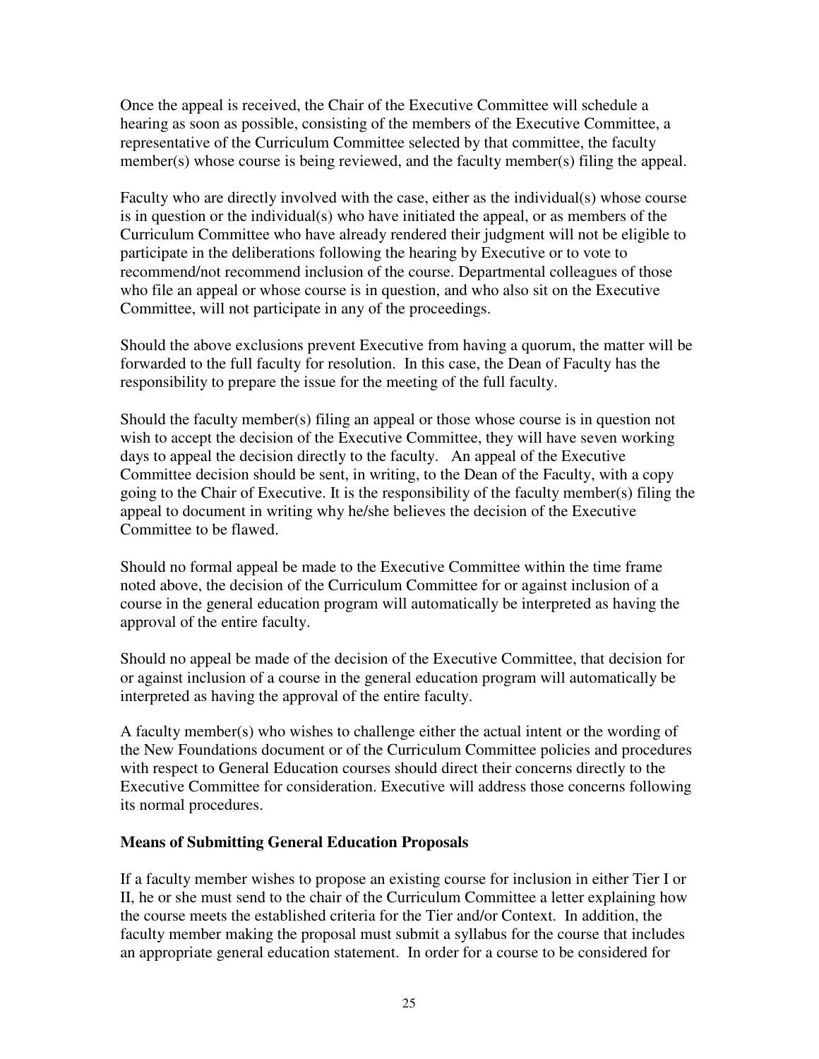Once the appeal is received, the Chair of the Executive Committee will schedule a hearing as soon as possible, consisting of the members of the Executive Committee, a representative of the Curriculum Committee selected by that committee, the faculty member(s) whose course is being reviewed, and the faculty member(s) filing the appeal.

Faculty who are directly involved with the case, either as the individual(s) whose course is in question or the individual(s) who have initiated the appeal, or as members of the Curriculum Committee who have already rendered their judgment will not be eligible to participate in the deliberations following the hearing by Executive or to vote to recommend/not recommend inclusion of the course. Departmental colleagues of those who file an appeal or whose course is in question, and who also sit on the Executive Committee, will not participate in any of the proceedings.

Should the above exclusions prevent Executive from having a quorum, the matter will be forwarded to the full faculty for resolution. In this case, the Dean of Faculty has the responsibility to prepare the issue for the meeting of the full faculty.

Should the faculty member(s) filing an appeal or those whose course is in question not wish to accept the decision of the Executive Committee, they will have seven working days to appeal the decision directly to the faculty. An appeal of the Executive Committee decision should be sent, in writing, to the Dean of the Faculty, with a copy going to the Chair of Executive. It is the responsibility of the faculty member(s) filing the appeal to document in writing why he/she believes the decision of the Executive Committee to be flawed.

Should no formal appeal be made to the Executive Committee within the time frame noted above, the decision of the Curriculum Committee for or against inclusion of a course in the general education program will automatically be interpreted as having the approval of the entire faculty.

Should no appeal be made of the decision of the Executive Committee, that decision for or against inclusion of a course in the general education program will automatically be interpreted as having the approval of the entire faculty.

A faculty member(s) who wishes to challenge either the actual intent or the wording of the New Foundations document or of the Curriculum Committee policies and procedures with respect to General Education courses should direct their concerns directly to the Executive Committee for consideration. Executive will address those concerns following its normal procedures.

**Means of Submitting General Education Proposals**

If a faculty member wishes to propose an existing course for inclusion in either Tier I or II, he or she must send to the chair of the Curriculum Committee a letter explaining how the course meets the established criteria for the Tier and/or Context. In addition, the faculty member making the proposal must submit a syllabus for the course that includes an appropriate general education statement. In order for a course to be considered for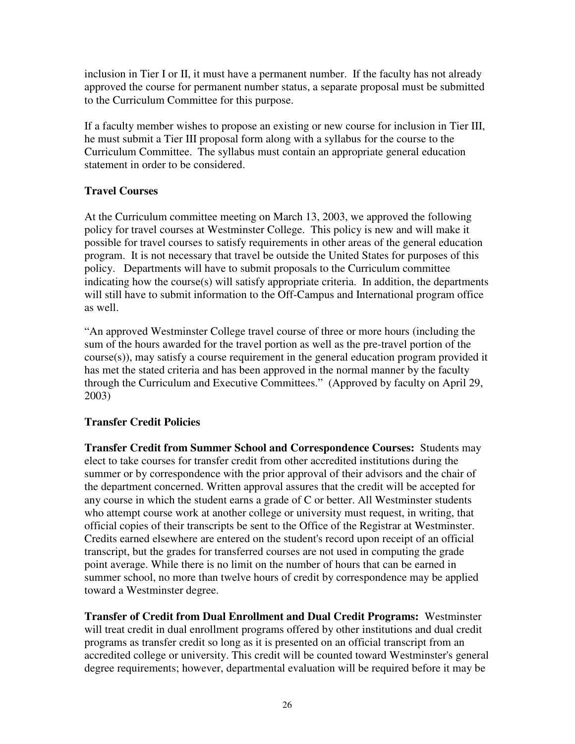inclusion in Tier I or II, it must have a permanent number. If the faculty has not already approved the course for permanent number status, a separate proposal must be submitted to the Curriculum Committee for this purpose.

If a faculty member wishes to propose an existing or new course for inclusion in Tier III, he must submit a Tier III proposal form along with a syllabus for the course to the Curriculum Committee. The syllabus must contain an appropriate general education statement in order to be considered.

### Travel Courses

At the Curriculum committee meeting on March 13, 2003, we approved the following policy for travel courses at Westminster College. This policy is new and will make it possible for travel courses to satisfy requirements in other areas of the general education program. It is not necessary that travel be outside the United States for purposes of this policy. Departments will have to submit proposals to the Curriculum committee indicating how the course(s) will satisfy appropriate criteria. In addition, the departments will still have to submit information to the Off-Campus and International program office as well.

"An approved Westminster College travel course of three or more hours (including the sum of the hours awarded for the travel portion as well as the pre-travel portion of the course(s)), may satisfy a course requirement in the general education program provided it has met the stated criteria and has been approved in the normal manner by the faculty through the Curriculum and Executive Committees." (Approved by faculty on April 29, 2003)

### Transfer Credit Policies

**Transfer Credit from Summer School and Correspondence Courses:** Students may elect to take courses for transfer credit from other accredited institutions during the summer or by correspondence with the prior approval of their advisors and the chair of the department concerned. Written approval assures that the credit will be accepted for any course in which the student earns a grade of C or better. All Westminster students who attempt course work at another college or university must request, in writing, that official copies of their transcripts be sent to the Office of the Registrar at Westminster. Credits earned elsewhere are entered on the student's record upon receipt of an official transcript, but the grades for transferred courses are not used in computing the grade point average. While there is no limit on the number of hours that can be earned in summer school, no more than twelve hours of credit by correspondence may be applied toward a Westminster degree.

**Transfer of Credit from Dual Enrollment and Dual Credit Programs:** Westminster will treat credit in dual enrollment programs offered by other institutions and dual credit programs as transfer credit so long as it is presented on an official transcript from an accredited college or university. This credit will be counted toward Westminster's general degree requirements; however, departmental evaluation will be required before it may be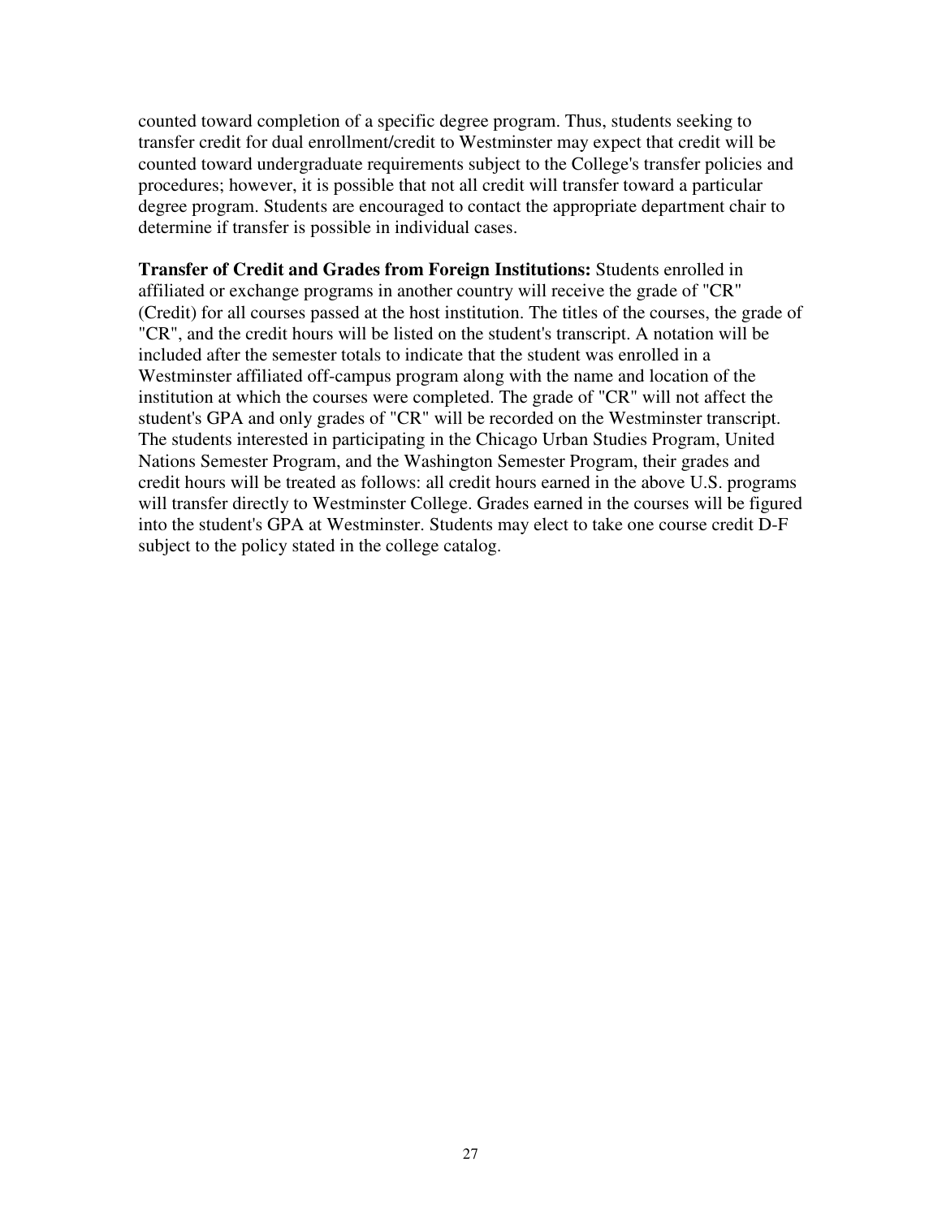counted toward completion of a specific degree program. Thus, students seeking to transfer credit for dual enrollment/credit to Westminster may expect that credit will be counted toward undergraduate requirements subject to the College's transfer policies and procedures; however, it is possible that not all credit will transfer toward a particular degree program. Students are encouraged to contact the appropriate department chair to determine if transfer is possible in individual cases.

**Transfer of Credit and Grades from Foreign Institutions:** Students enrolled in affiliated or exchange programs in another country will receive the grade of "CR" (Credit) for all courses passed at the host institution. The titles of the courses, the grade of "CR", and the credit hours will be listed on the student's transcript. A notation will be included after the semester totals to indicate that the student was enrolled in a Westminster affiliated off-campus program along with the name and location of the institution at which the courses were completed. The grade of "CR" will not affect the student's GPA and only grades of "CR" will be recorded on the Westminster transcript. The students interested in participating in the Chicago Urban Studies Program, United Nations Semester Program, and the Washington Semester Program, their grades and credit hours will be treated as follows: all credit hours earned in the above U.S. programs will transfer directly to Westminster College. Grades earned in the courses will be figured into the student's GPA at Westminster. Students may elect to take one course credit D-F subject to the policy stated in the college catalog.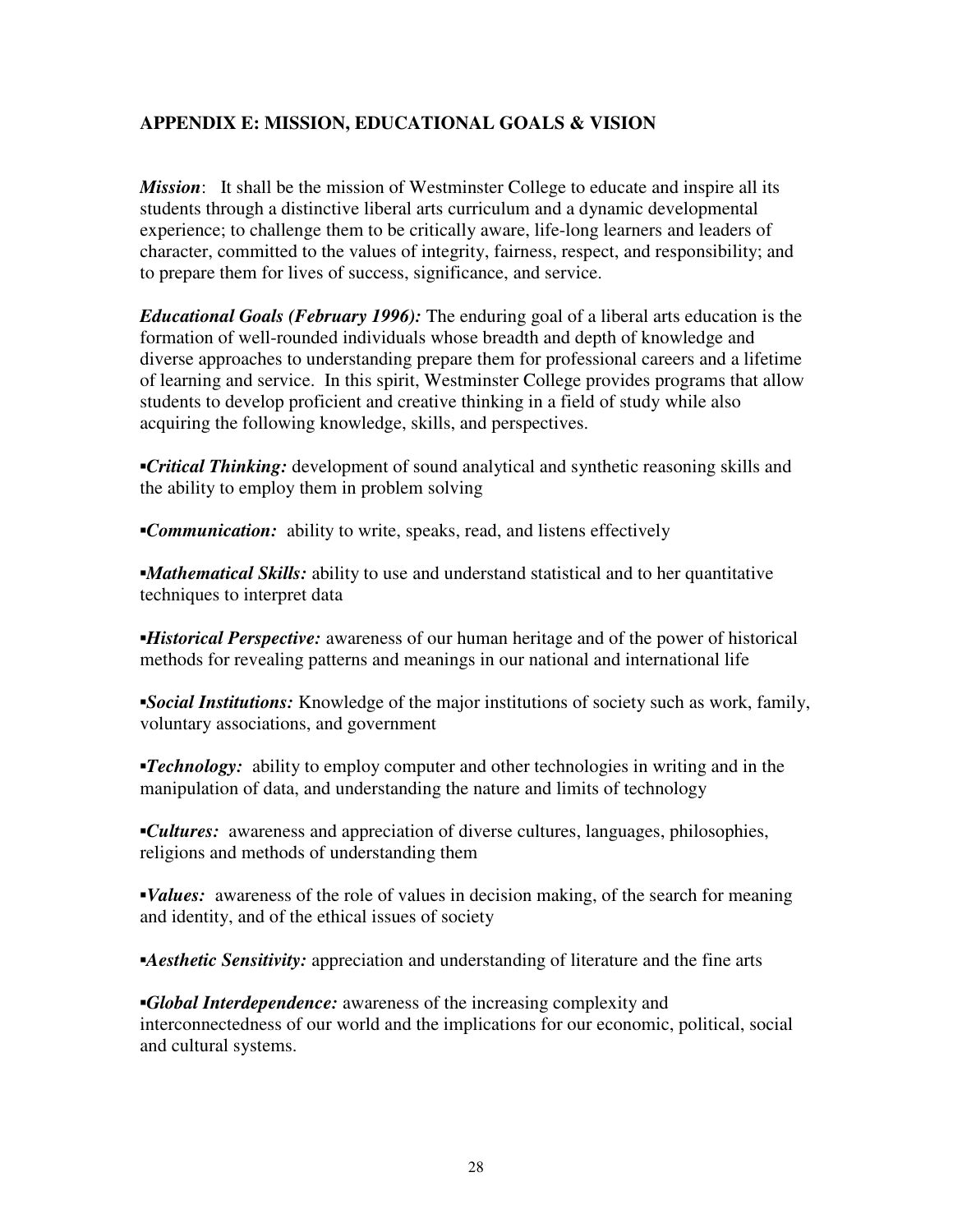## APPENDIX E: MISSION, EDUCATIONAL GOALS & VISION

***Mission***: It shall be the mission of Westminster College to educate and inspire all its students through a distinctive liberal arts curriculum and a dynamic developmental experience; to challenge them to be critically aware, life-long learners and leaders of character, committed to the values of integrity, fairness, respect, and responsibility; and to prepare them for lives of success, significance, and service.

***Educational Goals (February 1996):*** The enduring goal of a liberal arts education is the formation of well-rounded individuals whose breadth and depth of knowledge and diverse approaches to understanding prepare them for professional careers and a lifetime of learning and service. In this spirit, Westminster College provides programs that allow students to develop proficient and creative thinking in a field of study while also acquiring the following knowledge, skills, and perspectives.

▪***Critical Thinking:*** development of sound analytical and synthetic reasoning skills and the ability to employ them in problem solving

▪***Communication:*** ability to write, speaks, read, and listens effectively

▪***Mathematical Skills:*** ability to use and understand statistical and to her quantitative techniques to interpret data

▪***Historical Perspective:*** awareness of our human heritage and of the power of historical methods for revealing patterns and meanings in our national and international life

▪***Social Institutions:*** Knowledge of the major institutions of society such as work, family, voluntary associations, and government

▪***Technology:*** ability to employ computer and other technologies in writing and in the manipulation of data, and understanding the nature and limits of technology

▪***Cultures:*** awareness and appreciation of diverse cultures, languages, philosophies, religions and methods of understanding them

▪***Values:*** awareness of the role of values in decision making, of the search for meaning and identity, and of the ethical issues of society

▪***Aesthetic Sensitivity:*** appreciation and understanding of literature and the fine arts

▪***Global Interdependence:*** awareness of the increasing complexity and interconnectedness of our world and the implications for our economic, political, social and cultural systems.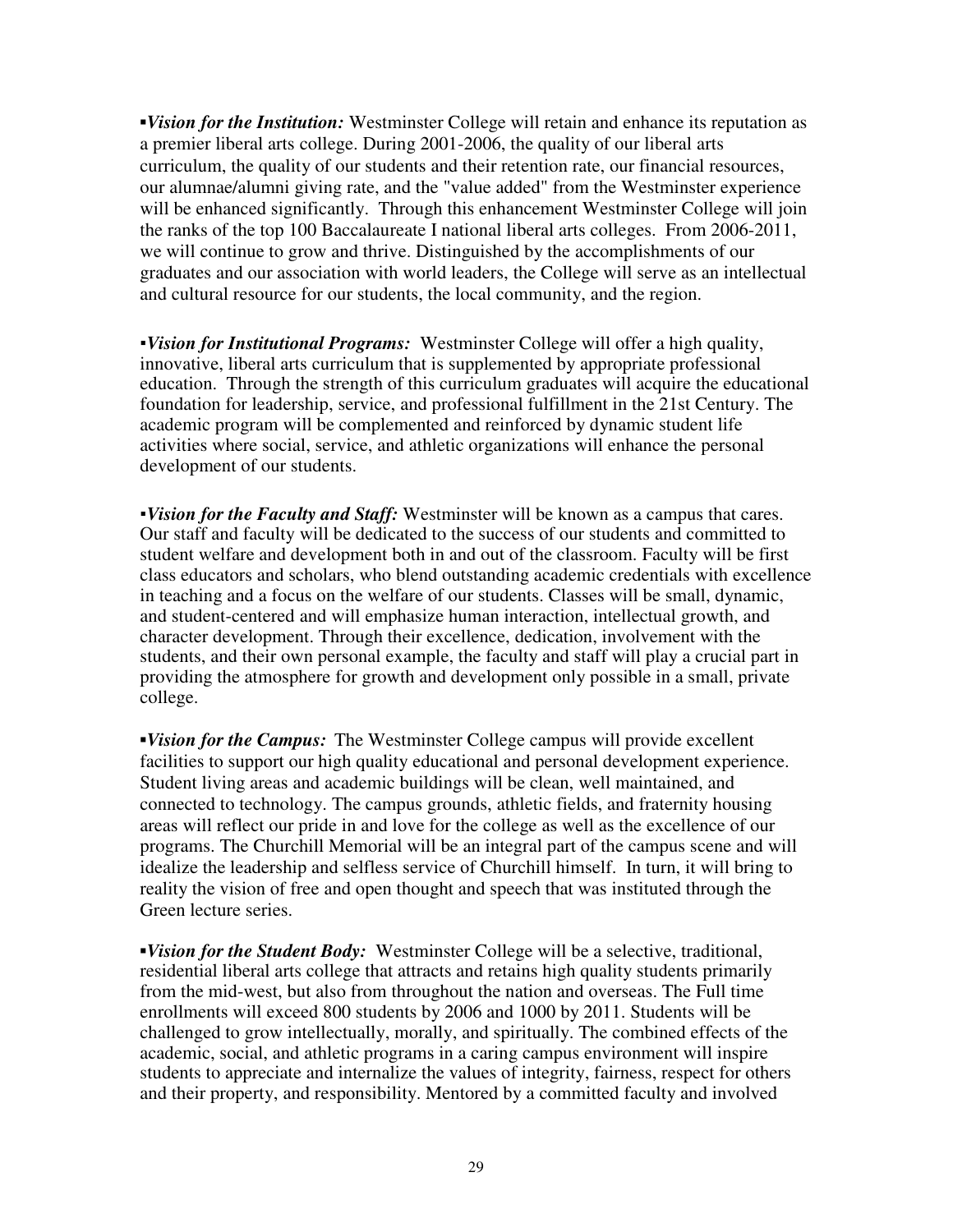▪***Vision for the Institution:*** Westminster College will retain and enhance its reputation as a premier liberal arts college. During 2001-2006, the quality of our liberal arts curriculum, the quality of our students and their retention rate, our financial resources, our alumnae/alumni giving rate, and the "value added" from the Westminster experience will be enhanced significantly. Through this enhancement Westminster College will join the ranks of the top 100 Baccalaureate I national liberal arts colleges. From 2006-2011, we will continue to grow and thrive. Distinguished by the accomplishments of our graduates and our association with world leaders, the College will serve as an intellectual and cultural resource for our students, the local community, and the region.

▪***Vision for Institutional Programs:*** Westminster College will offer a high quality, innovative, liberal arts curriculum that is supplemented by appropriate professional education. Through the strength of this curriculum graduates will acquire the educational foundation for leadership, service, and professional fulfillment in the 21st Century. The academic program will be complemented and reinforced by dynamic student life activities where social, service, and athletic organizations will enhance the personal development of our students.

▪***Vision for the Faculty and Staff:*** Westminster will be known as a campus that cares. Our staff and faculty will be dedicated to the success of our students and committed to student welfare and development both in and out of the classroom. Faculty will be first class educators and scholars, who blend outstanding academic credentials with excellence in teaching and a focus on the welfare of our students. Classes will be small, dynamic, and student-centered and will emphasize human interaction, intellectual growth, and character development. Through their excellence, dedication, involvement with the students, and their own personal example, the faculty and staff will play a crucial part in providing the atmosphere for growth and development only possible in a small, private college.

▪***Vision for the Campus:*** The Westminster College campus will provide excellent facilities to support our high quality educational and personal development experience. Student living areas and academic buildings will be clean, well maintained, and connected to technology. The campus grounds, athletic fields, and fraternity housing areas will reflect our pride in and love for the college as well as the excellence of our programs. The Churchill Memorial will be an integral part of the campus scene and will idealize the leadership and selfless service of Churchill himself. In turn, it will bring to reality the vision of free and open thought and speech that was instituted through the Green lecture series.

▪***Vision for the Student Body:*** Westminster College will be a selective, traditional, residential liberal arts college that attracts and retains high quality students primarily from the mid-west, but also from throughout the nation and overseas. The Full time enrollments will exceed 800 students by 2006 and 1000 by 2011. Students will be challenged to grow intellectually, morally, and spiritually. The combined effects of the academic, social, and athletic programs in a caring campus environment will inspire students to appreciate and internalize the values of integrity, fairness, respect for others and their property, and responsibility. Mentored by a committed faculty and involved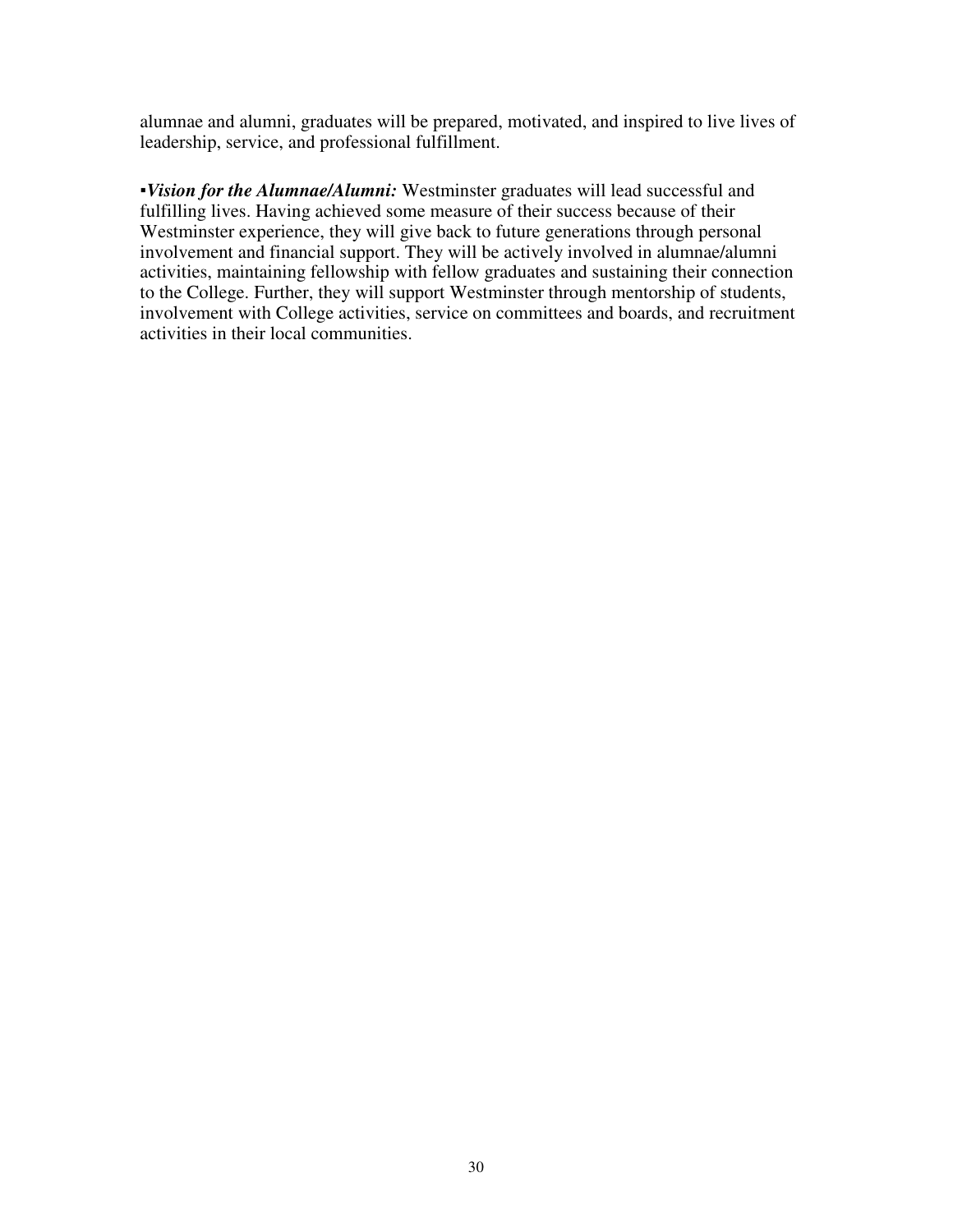alumnae and alumni, graduates will be prepared, motivated, and inspired to live lives of leadership, service, and professional fulfillment.

▪***Vision for the Alumnae/Alumni:*** Westminster graduates will lead successful and fulfilling lives. Having achieved some measure of their success because of their Westminster experience, they will give back to future generations through personal involvement and financial support. They will be actively involved in alumnae/alumni activities, maintaining fellowship with fellow graduates and sustaining their connection to the College. Further, they will support Westminster through mentorship of students, involvement with College activities, service on committees and boards, and recruitment activities in their local communities.